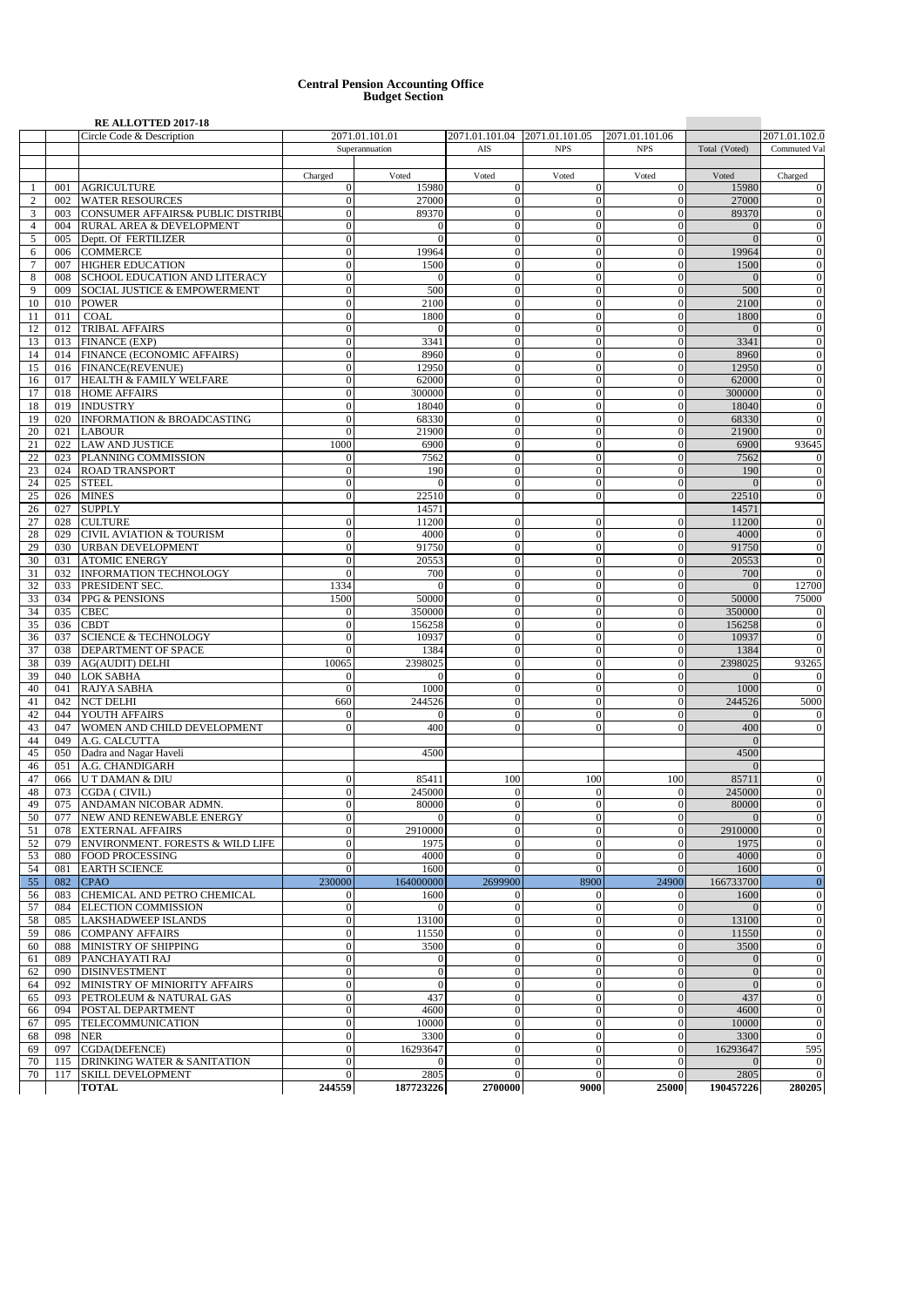# Central Pension Accounting Office
## Budget Section

**RE ALLOTTED 2017-18**

| | | Circle Code & Description | 2071.01.101.01 | | 2071.01.101.04 | 2071.01.101.05 | 2071.01.101.06 | | 2071.01.102.0 |
|---|---|---|---|---|---|---|---|---|---|
| | | | Superannuation | | AIS | NPS | NPS | Total (Voted) | Commuted Val |
| | | | Charged | Voted | Voted | Voted | Voted | Voted | Charged |
| 1 | 001 | AGRICULTURE | 0 | 15980 | 0 | 0 | 0 | 15980 | 0 |
| 2 | 002 | WATER RESOURCES | 0 | 27000 | 0 | 0 | 0 | 27000 | 0 |
| 3 | 003 | CONSUMER AFFAIRS& PUBLIC DISTRIBU | 0 | 89370 | 0 | 0 | 0 | 89370 | 0 |
| 4 | 004 | RURAL AREA & DEVELOPMENT | 0 | 0 | 0 | 0 | 0 | 0 | 0 |
| 5 | 005 | Deptt. Of FERTILIZER | 0 | 0 | 0 | 0 | 0 | 0 | 0 |
| 6 | 006 | COMMERCE | 0 | 19964 | 0 | 0 | 0 | 19964 | 0 |
| 7 | 007 | HIGHER EDUCATION | 0 | 1500 | 0 | 0 | 0 | 1500 | 0 |
| 8 | 008 | SCHOOL EDUCATION AND LITERACY | 0 | 0 | 0 | 0 | 0 | 0 | 0 |
| 9 | 009 | SOCIAL JUSTICE & EMPOWERMENT | 0 | 500 | 0 | 0 | 0 | 500 | 0 |
| 10 | 010 | POWER | 0 | 2100 | 0 | 0 | 0 | 2100 | 0 |
| 11 | 011 | COAL | 0 | 1800 | 0 | 0 | 0 | 1800 | 0 |
| 12 | 012 | TRIBAL AFFAIRS | 0 | 0 | 0 | 0 | 0 | 0 | 0 |
| 13 | 013 | FINANCE (EXP) | 0 | 3341 | 0 | 0 | 0 | 3341 | 0 |
| 14 | 014 | FINANCE (ECONOMIC AFFAIRS) | 0 | 8960 | 0 | 0 | 0 | 8960 | 0 |
| 15 | 016 | FINANCE(REVENUE) | 0 | 12950 | 0 | 0 | 0 | 12950 | 0 |
| 16 | 017 | HEALTH & FAMILY WELFARE | 0 | 62000 | 0 | 0 | 0 | 62000 | 0 |
| 17 | 018 | HOME AFFAIRS | 0 | 300000 | 0 | 0 | 0 | 300000 | 0 |
| 18 | 019 | INDUSTRY | 0 | 18040 | 0 | 0 | 0 | 18040 | 0 |
| 19 | 020 | INFORMATION & BROADCASTING | 0 | 68330 | 0 | 0 | 0 | 68330 | 0 |
| 20 | 021 | LABOUR | 0 | 21900 | 0 | 0 | 0 | 21900 | 0 |
| 21 | 022 | LAW AND JUSTICE | 1000 | 6900 | 0 | 0 | 0 | 6900 | 93645 |
| 22 | 023 | PLANNING COMMISSION | 0 | 7562 | 0 | 0 | 0 | 7562 | 0 |
| 23 | 024 | ROAD TRANSPORT | 0 | 190 | 0 | 0 | 0 | 190 | 0 |
| 24 | 025 | STEEL | 0 | 0 | 0 | 0 | 0 | 0 | 0 |
| 25 | 026 | MINES | 0 | 22510 | 0 | 0 | 0 | 22510 | 0 |
| 26 | 027 | SUPPLY | | 14571 | | | | 14571 | |
| 27 | 028 | CULTURE | 0 | 11200 | 0 | 0 | 0 | 11200 | 0 |
| 28 | 029 | CIVIL AVIATION & TOURISM | 0 | 4000 | 0 | 0 | 0 | 4000 | 0 |
| 29 | 030 | URBAN DEVELOPMENT | 0 | 91750 | 0 | 0 | 0 | 91750 | 0 |
| 30 | 031 | ATOMIC ENERGY | 0 | 20553 | 0 | 0 | 0 | 20553 | 0 |
| 31 | 032 | INFORMATION TECHNOLOGY | 0 | 700 | 0 | 0 | 0 | 700 | 0 |
| 32 | 033 | PRESIDENT SEC. | 1334 | 0 | 0 | 0 | 0 | 0 | 12700 |
| 33 | 034 | PPG & PENSIONS | 1500 | 50000 | 0 | 0 | 0 | 50000 | 75000 |
| 34 | 035 | CBEC | 0 | 350000 | 0 | 0 | 0 | 350000 | 0 |
| 35 | 036 | CBDT | 0 | 156258 | 0 | 0 | 0 | 156258 | 0 |
| 36 | 037 | SCIENCE & TECHNOLOGY | 0 | 10937 | 0 | 0 | 0 | 10937 | 0 |
| 37 | 038 | DEPARTMENT OF SPACE | 0 | 1384 | 0 | 0 | 0 | 1384 | 0 |
| 38 | 039 | AG(AUDIT) DELHI | 10065 | 2398025 | 0 | 0 | 0 | 2398025 | 93265 |
| 39 | 040 | LOK SABHA | 0 | 0 | 0 | 0 | 0 | 0 | 0 |
| 40 | 041 | RAJYA SABHA | 0 | 1000 | 0 | 0 | 0 | 1000 | 0 |
| 41 | 042 | NCT DELHI | 660 | 244526 | 0 | 0 | 0 | 244526 | 5000 |
| 42 | 044 | YOUTH AFFAIRS | 0 | 0 | 0 | 0 | 0 | 0 | 0 |
| 43 | 047 | WOMEN AND CHILD DEVELOPMENT | 0 | 400 | 0 | 0 | 0 | 400 | 0 |
| 44 | 049 | A.G. CALCUTTA | | | | | | 0 | |
| 45 | 050 | Dadra and Nagar Haveli | | 4500 | | | | 4500 | |
| 46 | 051 | A.G. CHANDIGARH | | | | | | 0 | |
| 47 | 066 | U T DAMAN & DIU | 0 | 85411 | 100 | 100 | 100 | 85711 | 0 |
| 48 | 073 | CGDA ( CIVIL) | 0 | 245000 | 0 | 0 | 0 | 245000 | 0 |
| 49 | 075 | ANDAMAN NICOBAR ADMN. | 0 | 80000 | 0 | 0 | 0 | 80000 | 0 |
| 50 | 077 | NEW AND RENEWABLE ENERGY | 0 | 0 | 0 | 0 | 0 | 0 | 0 |
| 51 | 078 | EXTERNAL AFFAIRS | 0 | 2910000 | 0 | 0 | 0 | 2910000 | 0 |
| 52 | 079 | ENVIRONMENT. FORESTS & WILD LIFE | 0 | 1975 | 0 | 0 | 0 | 1975 | 0 |
| 53 | 080 | FOOD PROCESSING | 0 | 4000 | 0 | 0 | 0 | 4000 | 0 |
| 54 | 081 | EARTH SCIENCE | 0 | 1600 | 0 | 0 | 0 | 1600 | 0 |
| 55 | 082 | CPAO | 230000 | 164000000 | 2699900 | 8900 | 24900 | 166733700 | 0 |
| 56 | 083 | CHEMICAL AND PETRO CHEMICAL | 0 | 1600 | 0 | 0 | 0 | 1600 | 0 |
| 57 | 084 | ELECTION COMMISSION | 0 | 0 | 0 | 0 | 0 | 0 | 0 |
| 58 | 085 | LAKSHADWEEP ISLANDS | 0 | 13100 | 0 | 0 | 0 | 13100 | 0 |
| 59 | 086 | COMPANY AFFAIRS | 0 | 11550 | 0 | 0 | 0 | 11550 | 0 |
| 60 | 088 | MINISTRY OF SHIPPING | 0 | 3500 | 0 | 0 | 0 | 3500 | 0 |
| 61 | 089 | PANCHAYATI RAJ | 0 | 0 | 0 | 0 | 0 | 0 | 0 |
| 62 | 090 | DISINVESTMENT | 0 | 0 | 0 | 0 | 0 | 0 | 0 |
| 64 | 092 | MINISTRY OF MINIORITY AFFAIRS | 0 | 0 | 0 | 0 | 0 | 0 | 0 |
| 65 | 093 | PETROLEUM & NATURAL GAS | 0 | 437 | 0 | 0 | 0 | 437 | 0 |
| 66 | 094 | POSTAL DEPARTMENT | 0 | 4600 | 0 | 0 | 0 | 4600 | 0 |
| 67 | 095 | TELECOMMUNICATION | 0 | 10000 | 0 | 0 | 0 | 10000 | 0 |
| 68 | 098 | NER | 0 | 3300 | 0 | 0 | 0 | 3300 | 0 |
| 69 | 097 | CGDA(DEFENCE) | 0 | 16293647 | 0 | 0 | 0 | 16293647 | 595 |
| 70 | 115 | DRINKING WATER & SANITATION | 0 | 0 | 0 | 0 | 0 | 0 | 0 |
| 70 | 117 | SKILL DEVELOPMENT | 0 | 2805 | 0 | 0 | 0 | 2805 | 0 |
| | | **TOTAL** | **244559** | **187723226** | **2700000** | **9000** | **25000** | **190457226** | **280205** |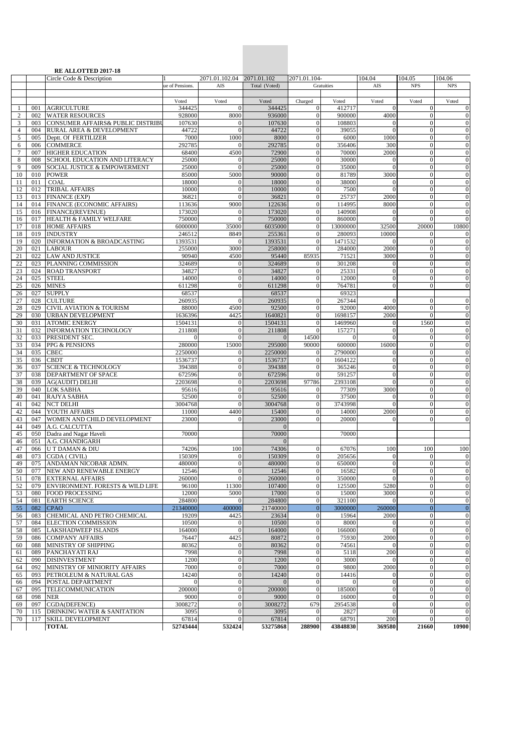**RE ALLOTTED 2017-18**

| | | Circle Code & Description | 1 | 2071.01.102.04 | 2071.01.102 | 2071.01.104- | | 104.04 | 104.05 | 104.06 |
|---|---|---|---|---|---|---|---|---|---|---|
| | | | ue of Pensions. | AIS | Total (Voted) | Gratuities | | AIS | NPS | NPS |
| | | | Voted | Voted | Voted | Charged | Voted | Voted | Voted | Voted |
| 1 | 001 | AGRICULTURE | 344425 | 0 | 344425 | 0 | 412717 | 0 | 0 | 0 |
| 2 | 002 | WATER RESOURCES | 928000 | 8000 | 936000 | 0 | 900000 | 4000 | 0 | 0 |
| 3 | 003 | CONSUMER AFFAIRS& PUBLIC DISTRIBU | 107630 | 0 | 107630 | 0 | 108803 | 0 | 0 | 0 |
| 4 | 004 | RURAL AREA & DEVELOPMENT | 44722 | 0 | 44722 | 0 | 39055 | 0 | 0 | 0 |
| 5 | 005 | Deptt. Of FERTILIZER | 7000 | 1000 | 8000 | 0 | 6000 | 1000 | 0 | 0 |
| 6 | 006 | COMMERCE | 292785 | 0 | 292785 | 0 | 356406 | 300 | 0 | 0 |
| 7 | 007 | HIGHER EDUCATION | 68400 | 4500 | 72900 | 0 | 70000 | 2000 | 0 | 0 |
| 8 | 008 | SCHOOL EDUCATION AND LITERACY | 25000 | 0 | 25000 | 0 | 30000 | 0 | 0 | 0 |
| 9 | 009 | SOCIAL JUSTICE & EMPOWERMENT | 25000 | 0 | 25000 | 0 | 35000 | 0 | 0 | 0 |
| 10 | 010 | POWER | 85000 | 5000 | 90000 | 0 | 81789 | 3000 | 0 | 0 |
| 11 | 011 | COAL | 18000 | 0 | 18000 | 0 | 38000 | 0 | 0 | 0 |
| 12 | 012 | TRIBAL AFFAIRS | 10000 | 0 | 10000 | 0 | 7500 | 0 | 0 | 0 |
| 13 | 013 | FINANCE (EXP) | 36821 | 0 | 36821 | 0 | 25737 | 2000 | 0 | 0 |
| 14 | 014 | FINANCE (ECONOMIC AFFAIRS) | 113636 | 9000 | 122636 | 0 | 114995 | 8000 | 0 | 0 |
| 15 | 016 | FINANCE(REVENUE) | 173020 | 0 | 173020 | 0 | 140908 | 0 | 0 | 0 |
| 16 | 017 | HEALTH & FAMILY WELFARE | 750000 | 0 | 750000 | 0 | 860000 | 0 | 0 | 0 |
| 17 | 018 | HOME AFFAIRS | 6000000 | 35000 | 6035000 | 0 | 13000000 | 32500 | 20000 | 10800 |
| 18 | 019 | INDUSTRY | 246512 | 8849 | 255361 | 0 | 280093 | 10000 | 0 | 0 |
| 19 | 020 | INFORMATION & BROADCASTING | 1393531 | 0 | 1393531 | 0 | 1471532 | 0 | 0 | 0 |
| 20 | 021 | LABOUR | 255000 | 3000 | 258000 | 0 | 284000 | 2000 | 0 | 0 |
| 21 | 022 | LAW AND JUSTICE | 90940 | 4500 | 95440 | 85935 | 71521 | 3000 | 0 | 0 |
| 22 | 023 | PLANNING COMMISSION | 324689 | 0 | 324689 | 0 | 301208 | 0 | 0 | 0 |
| 23 | 024 | ROAD TRANSPORT | 34827 | 0 | 34827 | 0 | 25331 | 0 | 0 | 0 |
| 24 | 025 | STEEL | 14000 | 0 | 14000 | 0 | 12000 | 0 | 0 | 0 |
| 25 | 026 | MINES | 611298 | 0 | 611298 | 0 | 764781 | 0 | 0 | 0 |
| 26 | 027 | SUPPLY | 68537 | | 68537 | | 69323 | | | |
| 27 | 028 | CULTURE | 260935 | 0 | 260935 | 0 | 267344 | 0 | 0 | 0 |
| 28 | 029 | CIVIL AVIATION & TOURISM | 88000 | 4500 | 92500 | 0 | 92000 | 4000 | 0 | 0 |
| 29 | 030 | URBAN DEVELOPMENT | 1636396 | 4425 | 1640821 | 0 | 1698157 | 2000 | 0 | 0 |
| 30 | 031 | ATOMIC ENERGY | 1504131 | 0 | 1504131 | 0 | 1469960 | 0 | 1560 | 0 |
| 31 | 032 | INFORMATION TECHNOLOGY | 211808 | 0 | 211808 | 0 | 157271 | 0 | 0 | 0 |
| 32 | 033 | PRESIDENT SEC. | 0 | 0 | 0 | 14500 | 0 | 0 | 0 | 0 |
| 33 | 034 | PPG & PENSIONS | 280000 | 15000 | 295000 | 90000 | 600000 | 16000 | 0 | 0 |
| 34 | 035 | CBEC | 2250000 | 0 | 2250000 | 0 | 2790000 | 0 | 0 | 0 |
| 35 | 036 | CBDT | 1536737 | 0 | 1536737 | 0 | 1604122 | 0 | 0 | 0 |
| 36 | 037 | SCIENCE & TECHNOLOGY | 394388 | 0 | 394388 | 0 | 365246 | 0 | 0 | 0 |
| 37 | 038 | DEPARTMENT OF SPACE | 672596 | 0 | 672596 | 0 | 591257 | 0 | 0 | 0 |
| 38 | 039 | AG(AUDIT) DELHI | 2203698 | 0 | 2203698 | 97786 | 2393108 | 0 | 0 | 0 |
| 39 | 040 | LOK SABHA | 95616 | 0 | 95616 | 0 | 77309 | 3000 | 0 | 0 |
| 40 | 041 | RAJYA SABHA | 52500 | 0 | 52500 | 0 | 37500 | 0 | 0 | 0 |
| 41 | 042 | NCT DELHI | 3004768 | 0 | 3004768 | 0 | 3743998 | 0 | 0 | 0 |
| 42 | 044 | YOUTH AFFAIRS | 11000 | 4400 | 15400 | 0 | 14000 | 2000 | 0 | 0 |
| 43 | 047 | WOMEN AND CHILD DEVELOPMENT | 23000 | 0 | 23000 | 0 | 20000 | 0 | 0 | 0 |
| 44 | 049 | A.G. CALCUTTA | | | 0 | | | | | |
| 45 | 050 | Dadra and Nagar Haveli | 70000 | | 70000 | | 70000 | | | |
| 46 | 051 | A.G. CHANDIGARH | | | 0 | | | | | |
| 47 | 066 | U T DAMAN & DIU | 74206 | 100 | 74306 | 0 | 67076 | 100 | 100 | 100 |
| 48 | 073 | CGDA ( CIVIL) | 150309 | 0 | 150309 | 0 | 205656 | 0 | 0 | 0 |
| 49 | 075 | ANDAMAN NICOBAR ADMN. | 480000 | 0 | 480000 | 0 | 650000 | 0 | 0 | 0 |
| 50 | 077 | NEW AND RENEWABLE ENERGY | 12546 | 0 | 12546 | 0 | 16582 | 0 | 0 | 0 |
| 51 | 078 | EXTERNAL AFFAIRS | 260000 | 0 | 260000 | 0 | 350000 | 0 | 0 | 0 |
| 52 | 079 | ENVIRONMENT. FORESTS & WILD LIFE | 96100 | 11300 | 107400 | 0 | 125500 | 5280 | 0 | 0 |
| 53 | 080 | FOOD PROCESSING | 12000 | 5000 | 17000 | 0 | 15000 | 3000 | 0 | 0 |
| 54 | 081 | EARTH SCIENCE | 284800 | 0 | 284800 | 0 | 321100 | 0 | 0 | 0 |
| 55 | 082 | CPAO | 21340000 | 400000 | 21740000 | 0 | 3000000 | 260000 | 0 | 0 |
| 56 | 083 | CHEMICAL AND PETRO CHEMICAL | 19209 | 4425 | 23634 | 0 | 15964 | 2000 | 0 | 0 |
| 57 | 084 | ELECTION COMMISSION | 10500 | 0 | 10500 | 0 | 8000 | 0 | 0 | 0 |
| 58 | 085 | LAKSHADWEEP ISLANDS | 164000 | 0 | 164000 | 0 | 166000 | 0 | 0 | 0 |
| 59 | 086 | COMPANY AFFAIRS | 76447 | 4425 | 80872 | 0 | 75930 | 2000 | 0 | 0 |
| 60 | 088 | MINISTRY OF SHIPPING | 80362 | 0 | 80362 | 0 | 74561 | 0 | 0 | 0 |
| 61 | 089 | PANCHAYATI RAJ | 7998 | 0 | 7998 | 0 | 5118 | 200 | 0 | 0 |
| 62 | 090 | DISINVESTMENT | 1200 | 0 | 1200 | 0 | 3000 | 0 | 0 | 0 |
| 64 | 092 | MINISTRY OF MINIORITY AFFAIRS | 7000 | 0 | 7000 | 0 | 9800 | 2000 | 0 | 0 |
| 65 | 093 | PETROLEUM & NATURAL GAS | 14240 | 0 | 14240 | 0 | 14416 | 0 | 0 | 0 |
| 66 | 094 | POSTAL DEPARTMENT | 0 | 0 | 0 | 0 | 0 | 0 | 0 | 0 |
| 67 | 095 | TELECOMMUNICATION | 200000 | 0 | 200000 | 0 | 185000 | 0 | 0 | 0 |
| 68 | 098 | NER | 9000 | 0 | 9000 | 0 | 16000 | 0 | 0 | 0 |
| 69 | 097 | CGDA(DEFENCE) | 3008272 | 0 | 3008272 | 679 | 2954538 | 0 | 0 | 0 |
| 70 | 115 | DRINKING WATER & SANITATION | 3095 | 0 | 3095 | 0 | 2827 | 0 | 0 | 0 |
| 70 | 117 | SKILL DEVELOPMENT | 67814 | 0 | 67814 | 0 | 68791 | 200 | 0 | 0 |
| | | **TOTAL** | **52743444** | **532424** | **53275868** | **288900** | **43848830** | **369580** | **21660** | **10900** |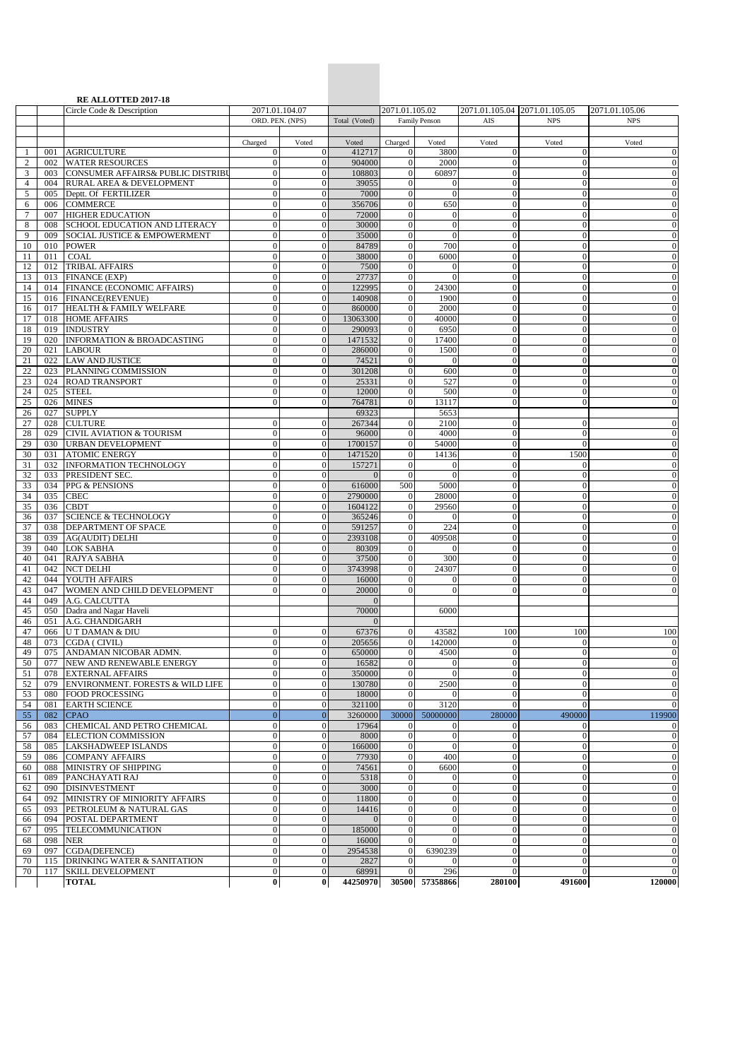**RE ALLOTTED 2017-18**

| | | Circle Code & Description | 2071.01.104.07 | | | 2071.01.105.02 | | 2071.01.105.04 | 2071.01.105.05 | 2071.01.105.06 |
|---|---|---|---|---|---|---|---|---|---|---|
| | | | ORD. PEN. (NPS) | | Total (Voted) | Family Penson | | AIS | NPS | NPS |
| | | | Charged | Voted | Voted | Charged | Voted | Voted | Voted | Voted |
| 1 | 001 | AGRICULTURE | 0 | 0 | 412717 | 0 | 3800 | 0 | 0 | 0 |
| 2 | 002 | WATER RESOURCES | 0 | 0 | 904000 | 0 | 2000 | 0 | 0 | 0 |
| 3 | 003 | CONSUMER AFFAIRS& PUBLIC DISTRIBU | 0 | 0 | 108803 | 0 | 60897 | 0 | 0 | 0 |
| 4 | 004 | RURAL AREA & DEVELOPMENT | 0 | 0 | 39055 | 0 | 0 | 0 | 0 | 0 |
| 5 | 005 | Deptt. Of FERTILIZER | 0 | 0 | 7000 | 0 | 0 | 0 | 0 | 0 |
| 6 | 006 | COMMERCE | 0 | 0 | 356706 | 0 | 650 | 0 | 0 | 0 |
| 7 | 007 | HIGHER EDUCATION | 0 | 0 | 72000 | 0 | 0 | 0 | 0 | 0 |
| 8 | 008 | SCHOOL EDUCATION AND LITERACY | 0 | 0 | 30000 | 0 | 0 | 0 | 0 | 0 |
| 9 | 009 | SOCIAL JUSTICE & EMPOWERMENT | 0 | 0 | 35000 | 0 | 0 | 0 | 0 | 0 |
| 10 | 010 | POWER | 0 | 0 | 84789 | 0 | 700 | 0 | 0 | 0 |
| 11 | 011 | COAL | 0 | 0 | 38000 | 0 | 6000 | 0 | 0 | 0 |
| 12 | 012 | TRIBAL AFFAIRS | 0 | 0 | 7500 | 0 | 0 | 0 | 0 | 0 |
| 13 | 013 | FINANCE (EXP) | 0 | 0 | 27737 | 0 | 0 | 0 | 0 | 0 |
| 14 | 014 | FINANCE (ECONOMIC AFFAIRS) | 0 | 0 | 122995 | 0 | 24300 | 0 | 0 | 0 |
| 15 | 016 | FINANCE(REVENUE) | 0 | 0 | 140908 | 0 | 1900 | 0 | 0 | 0 |
| 16 | 017 | HEALTH & FAMILY WELFARE | 0 | 0 | 860000 | 0 | 2000 | 0 | 0 | 0 |
| 17 | 018 | HOME AFFAIRS | 0 | 0 | 13063300 | 0 | 40000 | 0 | 0 | 0 |
| 18 | 019 | INDUSTRY | 0 | 0 | 290093 | 0 | 6950 | 0 | 0 | 0 |
| 19 | 020 | INFORMATION & BROADCASTING | 0 | 0 | 1471532 | 0 | 17400 | 0 | 0 | 0 |
| 20 | 021 | LABOUR | 0 | 0 | 286000 | 0 | 1500 | 0 | 0 | 0 |
| 21 | 022 | LAW AND JUSTICE | 0 | 0 | 74521 | 0 | 0 | 0 | 0 | 0 |
| 22 | 023 | PLANNING COMMISSION | 0 | 0 | 301208 | 0 | 600 | 0 | 0 | 0 |
| 23 | 024 | ROAD TRANSPORT | 0 | 0 | 25331 | 0 | 527 | 0 | 0 | 0 |
| 24 | 025 | STEEL | 0 | 0 | 12000 | 0 | 500 | 0 | 0 | 0 |
| 25 | 026 | MINES | 0 | 0 | 764781 | 0 | 13117 | 0 | 0 | 0 |
| 26 | 027 | SUPPLY | | | 69323 | | 5653 | | | |
| 27 | 028 | CULTURE | 0 | 0 | 267344 | 0 | 2100 | 0 | 0 | 0 |
| 28 | 029 | CIVIL AVIATION & TOURISM | 0 | 0 | 96000 | 0 | 4000 | 0 | 0 | 0 |
| 29 | 030 | URBAN DEVELOPMENT | 0 | 0 | 1700157 | 0 | 54000 | 0 | 0 | 0 |
| 30 | 031 | ATOMIC ENERGY | 0 | 0 | 1471520 | 0 | 14136 | 0 | 1500 | 0 |
| 31 | 032 | INFORMATION TECHNOLOGY | 0 | 0 | 157271 | 0 | 0 | 0 | 0 | 0 |
| 32 | 033 | PRESIDENT SEC. | 0 | 0 | 0 | 0 | 0 | 0 | 0 | 0 |
| 33 | 034 | PPG & PENSIONS | 0 | 0 | 616000 | 500 | 5000 | 0 | 0 | 0 |
| 34 | 035 | CBEC | 0 | 0 | 2790000 | 0 | 28000 | 0 | 0 | 0 |
| 35 | 036 | CBDT | 0 | 0 | 1604122 | 0 | 29560 | 0 | 0 | 0 |
| 36 | 037 | SCIENCE & TECHNOLOGY | 0 | 0 | 365246 | 0 | 0 | 0 | 0 | 0 |
| 37 | 038 | DEPARTMENT OF SPACE | 0 | 0 | 591257 | 0 | 224 | 0 | 0 | 0 |
| 38 | 039 | AG(AUDIT) DELHI | 0 | 0 | 2393108 | 0 | 409508 | 0 | 0 | 0 |
| 39 | 040 | LOK SABHA | 0 | 0 | 80309 | 0 | 0 | 0 | 0 | 0 |
| 40 | 041 | RAJYA SABHA | 0 | 0 | 37500 | 0 | 300 | 0 | 0 | 0 |
| 41 | 042 | NCT DELHI | 0 | 0 | 3743998 | 0 | 24307 | 0 | 0 | 0 |
| 42 | 044 | YOUTH AFFAIRS | 0 | 0 | 16000 | 0 | 0 | 0 | 0 | 0 |
| 43 | 047 | WOMEN AND CHILD DEVELOPMENT | 0 | 0 | 20000 | 0 | 0 | 0 | 0 | 0 |
| 44 | 049 | A.G. CALCUTTA | | | 0 | | | | | |
| 45 | 050 | Dadra and Nagar Haveli | | | 70000 | | 6000 | | | |
| 46 | 051 | A.G. CHANDIGARH | | | 0 | | | | | |
| 47 | 066 | U T DAMAN & DIU | 0 | 0 | 67376 | 0 | 43582 | 100 | 100 | 100 |
| 48 | 073 | CGDA ( CIVIL) | 0 | 0 | 205656 | 0 | 142000 | 0 | 0 | 0 |
| 49 | 075 | ANDAMAN NICOBAR ADMN. | 0 | 0 | 650000 | 0 | 4500 | 0 | 0 | 0 |
| 50 | 077 | NEW AND RENEWABLE ENERGY | 0 | 0 | 16582 | 0 | 0 | 0 | 0 | 0 |
| 51 | 078 | EXTERNAL AFFAIRS | 0 | 0 | 350000 | 0 | 0 | 0 | 0 | 0 |
| 52 | 079 | ENVIRONMENT. FORESTS & WILD LIFE | 0 | 0 | 130780 | 0 | 2500 | 0 | 0 | 0 |
| 53 | 080 | FOOD PROCESSING | 0 | 0 | 18000 | 0 | 0 | 0 | 0 | 0 |
| 54 | 081 | EARTH SCIENCE | 0 | 0 | 321100 | 0 | 3120 | 0 | 0 | 0 |
| 55 | 082 | CPAO | 0 | 0 | 3260000 | 30000 | 50000000 | 280000 | 490000 | 119900 |
| 56 | 083 | CHEMICAL AND PETRO CHEMICAL | 0 | 0 | 17964 | 0 | 0 | 0 | 0 | 0 |
| 57 | 084 | ELECTION COMMISSION | 0 | 0 | 8000 | 0 | 0 | 0 | 0 | 0 |
| 58 | 085 | LAKSHADWEEP ISLANDS | 0 | 0 | 166000 | 0 | 0 | 0 | 0 | 0 |
| 59 | 086 | COMPANY AFFAIRS | 0 | 0 | 77930 | 0 | 400 | 0 | 0 | 0 |
| 60 | 088 | MINISTRY OF SHIPPING | 0 | 0 | 74561 | 0 | 6600 | 0 | 0 | 0 |
| 61 | 089 | PANCHAYATI RAJ | 0 | 0 | 5318 | 0 | 0 | 0 | 0 | 0 |
| 62 | 090 | DISINVESTMENT | 0 | 0 | 3000 | 0 | 0 | 0 | 0 | 0 |
| 64 | 092 | MINISTRY OF MINIORITY AFFAIRS | 0 | 0 | 11800 | 0 | 0 | 0 | 0 | 0 |
| 65 | 093 | PETROLEUM & NATURAL GAS | 0 | 0 | 14416 | 0 | 0 | 0 | 0 | 0 |
| 66 | 094 | POSTAL DEPARTMENT | 0 | 0 | 0 | 0 | 0 | 0 | 0 | 0 |
| 67 | 095 | TELECOMMUNICATION | 0 | 0 | 185000 | 0 | 0 | 0 | 0 | 0 |
| 68 | 098 | NER | 0 | 0 | 16000 | 0 | 0 | 0 | 0 | 0 |
| 69 | 097 | CGDA(DEFENCE) | 0 | 0 | 2954538 | 0 | 6390239 | 0 | 0 | 0 |
| 70 | 115 | DRINKING WATER & SANITATION | 0 | 0 | 2827 | 0 | 0 | 0 | 0 | 0 |
| 70 | 117 | SKILL DEVELOPMENT | 0 | 0 | 68991 | 0 | 296 | 0 | 0 | 0 |
| | | **TOTAL** | **0** | **0** | **44250970** | **30500** | **57358866** | **280100** | **491600** | **120000** |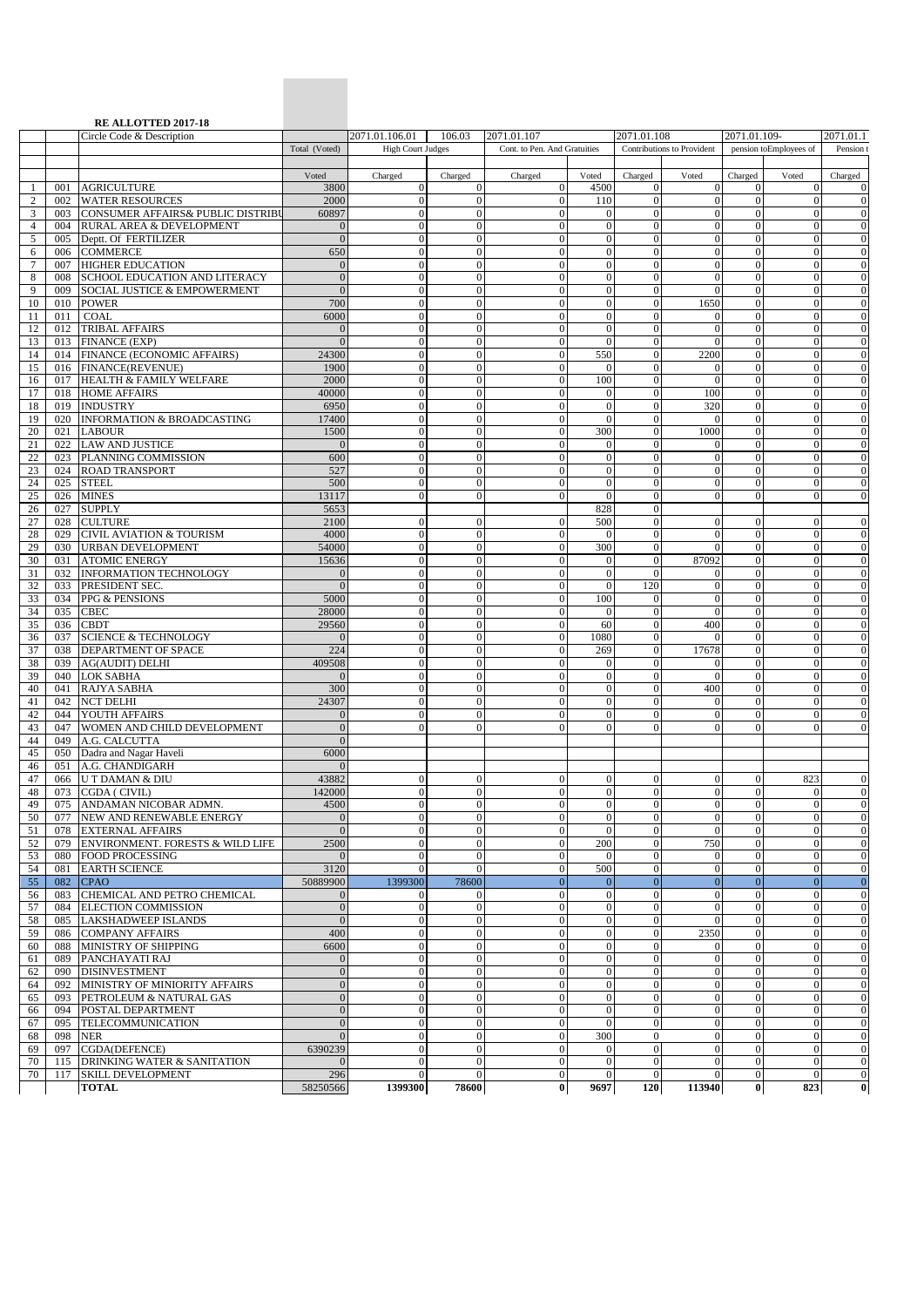**RE ALLOTTED 2017-18**

| | | Circle Code & Description | | 2071.01.106.01 | 106.03 | 2071.01.107 | | 2071.01.108 | | 2071.01.109- | | 2071.01.1 |
|---|---|---|---|---|---|---|---|---|---|---|---|---|
| | | | Total (Voted) | High Court Judges | | Cont. to Pen. And Gratuities | | Contributions to Provident | | pension toEmployees of | | Pension t |
| | | | Voted | Charged | Charged | Charged | Voted | Charged | Voted | Charged | Voted | Charged |
| 1 | 001 | AGRICULTURE | 3800 | 0 | 0 | 0 | 4500 | 0 | 0 | 0 | 0 | 0 |
| 2 | 002 | WATER RESOURCES | 2000 | 0 | 0 | 0 | 110 | 0 | 0 | 0 | 0 | 0 |
| 3 | 003 | CONSUMER AFFAIRS& PUBLIC DISTRIBU | 60897 | 0 | 0 | 0 | 0 | 0 | 0 | 0 | 0 | 0 |
| 4 | 004 | RURAL AREA & DEVELOPMENT | 0 | 0 | 0 | 0 | 0 | 0 | 0 | 0 | 0 | 0 |
| 5 | 005 | Deptt. Of FERTILIZER | 0 | 0 | 0 | 0 | 0 | 0 | 0 | 0 | 0 | 0 |
| 6 | 006 | COMMERCE | 650 | 0 | 0 | 0 | 0 | 0 | 0 | 0 | 0 | 0 |
| 7 | 007 | HIGHER EDUCATION | 0 | 0 | 0 | 0 | 0 | 0 | 0 | 0 | 0 | 0 |
| 8 | 008 | SCHOOL EDUCATION AND LITERACY | 0 | 0 | 0 | 0 | 0 | 0 | 0 | 0 | 0 | 0 |
| 9 | 009 | SOCIAL JUSTICE & EMPOWERMENT | 0 | 0 | 0 | 0 | 0 | 0 | 0 | 0 | 0 | 0 |
| 10 | 010 | POWER | 700 | 0 | 0 | 0 | 0 | 0 | 1650 | 0 | 0 | 0 |
| 11 | 011 | COAL | 6000 | 0 | 0 | 0 | 0 | 0 | 0 | 0 | 0 | 0 |
| 12 | 012 | TRIBAL AFFAIRS | 0 | 0 | 0 | 0 | 0 | 0 | 0 | 0 | 0 | 0 |
| 13 | 013 | FINANCE (EXP) | 0 | 0 | 0 | 0 | 0 | 0 | 0 | 0 | 0 | 0 |
| 14 | 014 | FINANCE (ECONOMIC AFFAIRS) | 24300 | 0 | 0 | 0 | 550 | 0 | 2200 | 0 | 0 | 0 |
| 15 | 016 | FINANCE(REVENUE) | 1900 | 0 | 0 | 0 | 0 | 0 | 0 | 0 | 0 | 0 |
| 16 | 017 | HEALTH & FAMILY WELFARE | 2000 | 0 | 0 | 0 | 100 | 0 | 0 | 0 | 0 | 0 |
| 17 | 018 | HOME AFFAIRS | 40000 | 0 | 0 | 0 | 0 | 0 | 100 | 0 | 0 | 0 |
| 18 | 019 | INDUSTRY | 6950 | 0 | 0 | 0 | 0 | 0 | 320 | 0 | 0 | 0 |
| 19 | 020 | INFORMATION & BROADCASTING | 17400 | 0 | 0 | 0 | 0 | 0 | 0 | 0 | 0 | 0 |
| 20 | 021 | LABOUR | 1500 | 0 | 0 | 0 | 300 | 0 | 1000 | 0 | 0 | 0 |
| 21 | 022 | LAW AND JUSTICE | 0 | 0 | 0 | 0 | 0 | 0 | 0 | 0 | 0 | 0 |
| 22 | 023 | PLANNING COMMISSION | 600 | 0 | 0 | 0 | 0 | 0 | 0 | 0 | 0 | 0 |
| 23 | 024 | ROAD TRANSPORT | 527 | 0 | 0 | 0 | 0 | 0 | 0 | 0 | 0 | 0 |
| 24 | 025 | STEEL | 500 | 0 | 0 | 0 | 0 | 0 | 0 | 0 | 0 | 0 |
| 25 | 026 | MINES | 13117 | 0 | 0 | 0 | 0 | 0 | 0 | 0 | 0 | 0 |
| 26 | 027 | SUPPLY | 5653 | | | | 828 | 0 | | | | |
| 27 | 028 | CULTURE | 2100 | 0 | 0 | 0 | 500 | 0 | 0 | 0 | 0 | 0 |
| 28 | 029 | CIVIL AVIATION & TOURISM | 4000 | 0 | 0 | 0 | 0 | 0 | 0 | 0 | 0 | 0 |
| 29 | 030 | URBAN DEVELOPMENT | 54000 | 0 | 0 | 0 | 300 | 0 | 0 | 0 | 0 | 0 |
| 30 | 031 | ATOMIC ENERGY | 15636 | 0 | 0 | 0 | 0 | 0 | 87092 | 0 | 0 | 0 |
| 31 | 032 | INFORMATION TECHNOLOGY | 0 | 0 | 0 | 0 | 0 | 0 | 0 | 0 | 0 | 0 |
| 32 | 033 | PRESIDENT SEC. | 0 | 0 | 0 | 0 | 0 | 120 | 0 | 0 | 0 | 0 |
| 33 | 034 | PPG & PENSIONS | 5000 | 0 | 0 | 0 | 100 | 0 | 0 | 0 | 0 | 0 |
| 34 | 035 | CBEC | 28000 | 0 | 0 | 0 | 0 | 0 | 0 | 0 | 0 | 0 |
| 35 | 036 | CBDT | 29560 | 0 | 0 | 0 | 60 | 0 | 400 | 0 | 0 | 0 |
| 36 | 037 | SCIENCE & TECHNOLOGY | 0 | 0 | 0 | 0 | 1080 | 0 | 0 | 0 | 0 | 0 |
| 37 | 038 | DEPARTMENT OF SPACE | 224 | 0 | 0 | 0 | 269 | 0 | 17678 | 0 | 0 | 0 |
| 38 | 039 | AG(AUDIT) DELHI | 409508 | 0 | 0 | 0 | 0 | 0 | 0 | 0 | 0 | 0 |
| 39 | 040 | LOK SABHA | 0 | 0 | 0 | 0 | 0 | 0 | 0 | 0 | 0 | 0 |
| 40 | 041 | RAJYA SABHA | 300 | 0 | 0 | 0 | 0 | 0 | 400 | 0 | 0 | 0 |
| 41 | 042 | NCT DELHI | 24307 | 0 | 0 | 0 | 0 | 0 | 0 | 0 | 0 | 0 |
| 42 | 044 | YOUTH AFFAIRS | 0 | 0 | 0 | 0 | 0 | 0 | 0 | 0 | 0 | 0 |
| 43 | 047 | WOMEN AND CHILD DEVELOPMENT | 0 | 0 | 0 | 0 | 0 | 0 | 0 | 0 | 0 | 0 |
| 44 | 049 | A.G. CALCUTTA | 0 | | | | | | | | | |
| 45 | 050 | Dadra and Nagar Haveli | 6000 | | | | | | | | | |
| 46 | 051 | A.G. CHANDIGARH | 0 | | | | | | | | | |
| 47 | 066 | U T DAMAN & DIU | 43882 | 0 | 0 | 0 | 0 | 0 | 0 | 0 | 823 | 0 |
| 48 | 073 | CGDA ( CIVIL) | 142000 | 0 | 0 | 0 | 0 | 0 | 0 | 0 | 0 | 0 |
| 49 | 075 | ANDAMAN NICOBAR ADMN. | 4500 | 0 | 0 | 0 | 0 | 0 | 0 | 0 | 0 | 0 |
| 50 | 077 | NEW AND RENEWABLE ENERGY | 0 | 0 | 0 | 0 | 0 | 0 | 0 | 0 | 0 | 0 |
| 51 | 078 | EXTERNAL AFFAIRS | 0 | 0 | 0 | 0 | 0 | 0 | 0 | 0 | 0 | 0 |
| 52 | 079 | ENVIRONMENT. FORESTS & WILD LIFE | 2500 | 0 | 0 | 0 | 200 | 0 | 750 | 0 | 0 | 0 |
| 53 | 080 | FOOD PROCESSING | 0 | 0 | 0 | 0 | 0 | 0 | 0 | 0 | 0 | 0 |
| 54 | 081 | EARTH SCIENCE | 3120 | 0 | 0 | 0 | 500 | 0 | 0 | 0 | 0 | 0 |
| 55 | 082 | CPAO | 50889900 | 1399300 | 78600 | 0 | 0 | 0 | 0 | 0 | 0 | 0 |
| 56 | 083 | CHEMICAL AND PETRO CHEMICAL | 0 | 0 | 0 | 0 | 0 | 0 | 0 | 0 | 0 | 0 |
| 57 | 084 | ELECTION COMMISSION | 0 | 0 | 0 | 0 | 0 | 0 | 0 | 0 | 0 | 0 |
| 58 | 085 | LAKSHADWEEP ISLANDS | 0 | 0 | 0 | 0 | 0 | 0 | 0 | 0 | 0 | 0 |
| 59 | 086 | COMPANY AFFAIRS | 400 | 0 | 0 | 0 | 0 | 0 | 2350 | 0 | 0 | 0 |
| 60 | 088 | MINISTRY OF SHIPPING | 6600 | 0 | 0 | 0 | 0 | 0 | 0 | 0 | 0 | 0 |
| 61 | 089 | PANCHAYATI RAJ | 0 | 0 | 0 | 0 | 0 | 0 | 0 | 0 | 0 | 0 |
| 62 | 090 | DISINVESTMENT | 0 | 0 | 0 | 0 | 0 | 0 | 0 | 0 | 0 | 0 |
| 64 | 092 | MINISTRY OF MINIORITY AFFAIRS | 0 | 0 | 0 | 0 | 0 | 0 | 0 | 0 | 0 | 0 |
| 65 | 093 | PETROLEUM & NATURAL GAS | 0 | 0 | 0 | 0 | 0 | 0 | 0 | 0 | 0 | 0 |
| 66 | 094 | POSTAL DEPARTMENT | 0 | 0 | 0 | 0 | 0 | 0 | 0 | 0 | 0 | 0 |
| 67 | 095 | TELECOMMUNICATION | 0 | 0 | 0 | 0 | 0 | 0 | 0 | 0 | 0 | 0 |
| 68 | 098 | NER | 0 | 0 | 0 | 0 | 300 | 0 | 0 | 0 | 0 | 0 |
| 69 | 097 | CGDA(DEFENCE) | 6390239 | 0 | 0 | 0 | 0 | 0 | 0 | 0 | 0 | 0 |
| 70 | 115 | DRINKING WATER & SANITATION | 0 | 0 | 0 | 0 | 0 | 0 | 0 | 0 | 0 | 0 |
| 70 | 117 | SKILL DEVELOPMENT | 296 | 0 | 0 | 0 | 0 | 0 | 0 | 0 | 0 | 0 |
| | | **TOTAL** | 58250566 | **1399300** | **78600** | **0** | **9697** | **120** | **113940** | **0** | **823** | **0** |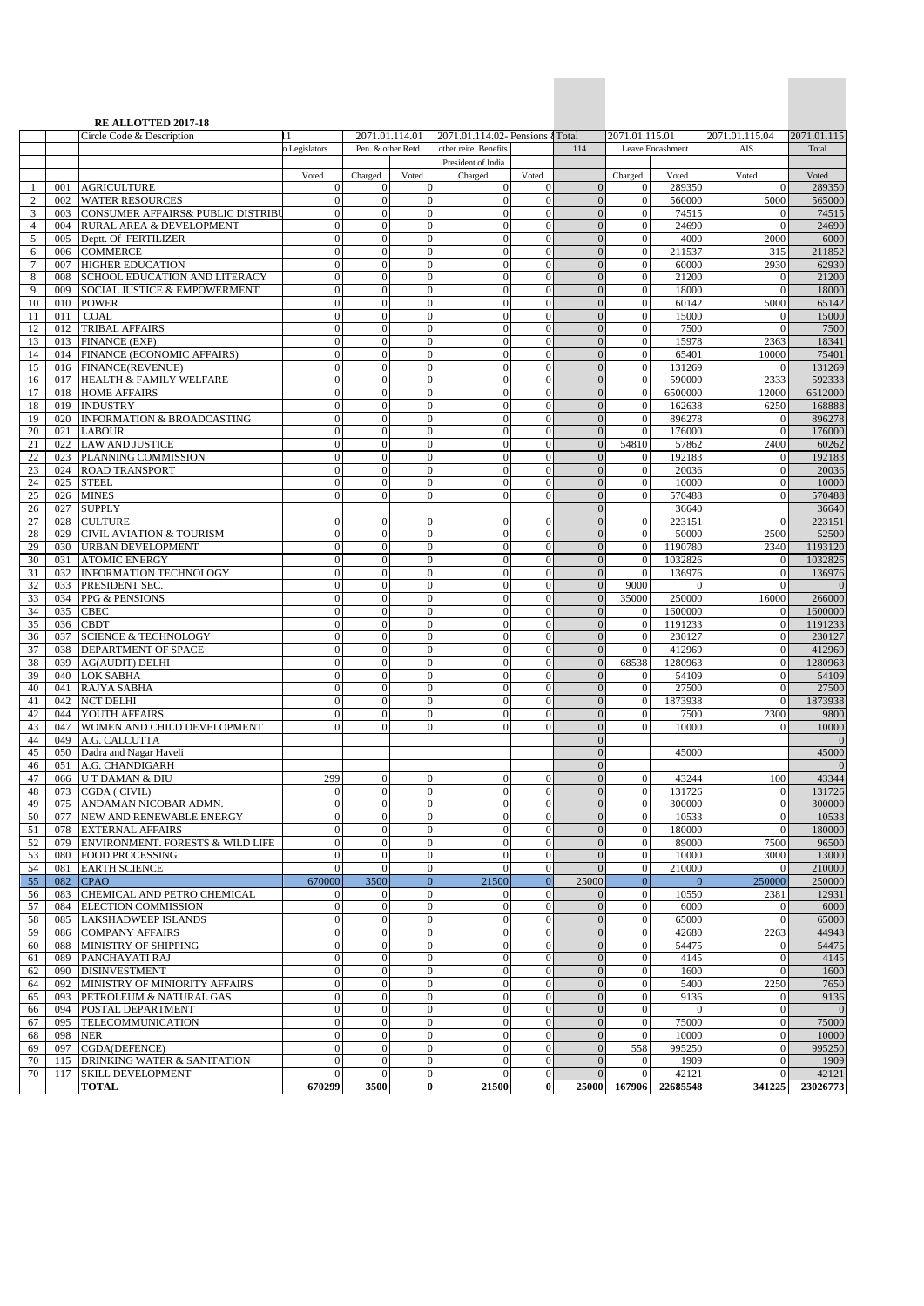**RE ALLOTTED 2017-18**

| | | Circle Code & Description | 11 | 2071.01.114.01 | | 2071.01.114.02- Pensions & | | Total | 2071.01.115.01 | | 2071.01.115.04 | 2071.01.115 |
|---|---|---|---|---|---|---|---|---|---|---|---|---|
| | | | o Legislators | Pen. & other Retd. | | other reite. Benefits | | 114 | Leave Encashment | | AIS | Total |
| | | | | | | President of India | | | | | | |
| | | | Voted | Charged | Voted | Charged | Voted | | Charged | Voted | Voted | Voted |
| 1 | 001 | AGRICULTURE | 0 | 0 | 0 | 0 | 0 | 0 | 0 | 289350 | 0 | 289350 |
| 2 | 002 | WATER RESOURCES | 0 | 0 | 0 | 0 | 0 | 0 | 0 | 560000 | 5000 | 565000 |
| 3 | 003 | CONSUMER AFFAIRS& PUBLIC DISTRIBU | 0 | 0 | 0 | 0 | 0 | 0 | 0 | 74515 | 0 | 74515 |
| 4 | 004 | RURAL AREA & DEVELOPMENT | 0 | 0 | 0 | 0 | 0 | 0 | 0 | 24690 | 0 | 24690 |
| 5 | 005 | Deptt. Of FERTILIZER | 0 | 0 | 0 | 0 | 0 | 0 | 0 | 4000 | 2000 | 6000 |
| 6 | 006 | COMMERCE | 0 | 0 | 0 | 0 | 0 | 0 | 0 | 211537 | 315 | 211852 |
| 7 | 007 | HIGHER EDUCATION | 0 | 0 | 0 | 0 | 0 | 0 | 0 | 60000 | 2930 | 62930 |
| 8 | 008 | SCHOOL EDUCATION AND LITERACY | 0 | 0 | 0 | 0 | 0 | 0 | 0 | 21200 | 0 | 21200 |
| 9 | 009 | SOCIAL JUSTICE & EMPOWERMENT | 0 | 0 | 0 | 0 | 0 | 0 | 0 | 18000 | 0 | 18000 |
| 10 | 010 | POWER | 0 | 0 | 0 | 0 | 0 | 0 | 0 | 60142 | 5000 | 65142 |
| 11 | 011 | COAL | 0 | 0 | 0 | 0 | 0 | 0 | 0 | 15000 | 0 | 15000 |
| 12 | 012 | TRIBAL AFFAIRS | 0 | 0 | 0 | 0 | 0 | 0 | 0 | 7500 | 0 | 7500 |
| 13 | 013 | FINANCE (EXP) | 0 | 0 | 0 | 0 | 0 | 0 | 0 | 15978 | 2363 | 18341 |
| 14 | 014 | FINANCE (ECONOMIC AFFAIRS) | 0 | 0 | 0 | 0 | 0 | 0 | 0 | 65401 | 10000 | 75401 |
| 15 | 016 | FINANCE(REVENUE) | 0 | 0 | 0 | 0 | 0 | 0 | 0 | 131269 | 0 | 131269 |
| 16 | 017 | HEALTH & FAMILY WELFARE | 0 | 0 | 0 | 0 | 0 | 0 | 0 | 590000 | 2333 | 592333 |
| 17 | 018 | HOME AFFAIRS | 0 | 0 | 0 | 0 | 0 | 0 | 0 | 6500000 | 12000 | 6512000 |
| 18 | 019 | INDUSTRY | 0 | 0 | 0 | 0 | 0 | 0 | 0 | 162638 | 6250 | 168888 |
| 19 | 020 | INFORMATION & BROADCASTING | 0 | 0 | 0 | 0 | 0 | 0 | 0 | 896278 | 0 | 896278 |
| 20 | 021 | LABOUR | 0 | 0 | 0 | 0 | 0 | 0 | 0 | 176000 | 0 | 176000 |
| 21 | 022 | LAW AND JUSTICE | 0 | 0 | 0 | 0 | 0 | 0 | 54810 | 57862 | 2400 | 60262 |
| 22 | 023 | PLANNING COMMISSION | 0 | 0 | 0 | 0 | 0 | 0 | 0 | 192183 | 0 | 192183 |
| 23 | 024 | ROAD TRANSPORT | 0 | 0 | 0 | 0 | 0 | 0 | 0 | 20036 | 0 | 20036 |
| 24 | 025 | STEEL | 0 | 0 | 0 | 0 | 0 | 0 | 0 | 10000 | 0 | 10000 |
| 25 | 026 | MINES | 0 | 0 | 0 | 0 | 0 | 0 | 0 | 570488 | 0 | 570488 |
| 26 | 027 | SUPPLY | | | | | | 0 | | 36640 | | 36640 |
| 27 | 028 | CULTURE | 0 | 0 | 0 | 0 | 0 | 0 | 0 | 223151 | 0 | 223151 |
| 28 | 029 | CIVIL AVIATION & TOURISM | 0 | 0 | 0 | 0 | 0 | 0 | 0 | 50000 | 2500 | 52500 |
| 29 | 030 | URBAN DEVELOPMENT | 0 | 0 | 0 | 0 | 0 | 0 | 0 | 1190780 | 2340 | 1193120 |
| 30 | 031 | ATOMIC ENERGY | 0 | 0 | 0 | 0 | 0 | 0 | 0 | 1032826 | 0 | 1032826 |
| 31 | 032 | INFORMATION TECHNOLOGY | 0 | 0 | 0 | 0 | 0 | 0 | 0 | 136976 | 0 | 136976 |
| 32 | 033 | PRESIDENT SEC. | 0 | 0 | 0 | 0 | 0 | 0 | 9000 | 0 | 0 | 0 |
| 33 | 034 | PPG & PENSIONS | 0 | 0 | 0 | 0 | 0 | 0 | 35000 | 250000 | 16000 | 266000 |
| 34 | 035 | CBEC | 0 | 0 | 0 | 0 | 0 | 0 | 0 | 1600000 | 0 | 1600000 |
| 35 | 036 | CBDT | 0 | 0 | 0 | 0 | 0 | 0 | 0 | 1191233 | 0 | 1191233 |
| 36 | 037 | SCIENCE & TECHNOLOGY | 0 | 0 | 0 | 0 | 0 | 0 | 0 | 230127 | 0 | 230127 |
| 37 | 038 | DEPARTMENT OF SPACE | 0 | 0 | 0 | 0 | 0 | 0 | 0 | 412969 | 0 | 412969 |
| 38 | 039 | AG(AUDIT) DELHI | 0 | 0 | 0 | 0 | 0 | 0 | 68538 | 1280963 | 0 | 1280963 |
| 39 | 040 | LOK SABHA | 0 | 0 | 0 | 0 | 0 | 0 | 0 | 54109 | 0 | 54109 |
| 40 | 041 | RAJYA SABHA | 0 | 0 | 0 | 0 | 0 | 0 | 0 | 27500 | 0 | 27500 |
| 41 | 042 | NCT DELHI | 0 | 0 | 0 | 0 | 0 | 0 | 0 | 1873938 | 0 | 1873938 |
| 42 | 044 | YOUTH AFFAIRS | 0 | 0 | 0 | 0 | 0 | 0 | 0 | 7500 | 2300 | 9800 |
| 43 | 047 | WOMEN AND CHILD DEVELOPMENT | 0 | 0 | 0 | 0 | 0 | 0 | 0 | 10000 | 0 | 10000 |
| 44 | 049 | A.G. CALCUTTA | | | | | | 0 | | | | 0 |
| 45 | 050 | Dadra and Nagar Haveli | | | | | | 0 | | 45000 | | 45000 |
| 46 | 051 | A.G. CHANDIGARH | | | | | | 0 | | | | 0 |
| 47 | 066 | U T DAMAN & DIU | 299 | 0 | 0 | 0 | 0 | 0 | 0 | 43244 | 100 | 43344 |
| 48 | 073 | CGDA ( CIVIL) | 0 | 0 | 0 | 0 | 0 | 0 | 0 | 131726 | 0 | 131726 |
| 49 | 075 | ANDAMAN NICOBAR ADMN. | 0 | 0 | 0 | 0 | 0 | 0 | 0 | 300000 | 0 | 300000 |
| 50 | 077 | NEW AND RENEWABLE ENERGY | 0 | 0 | 0 | 0 | 0 | 0 | 0 | 10533 | 0 | 10533 |
| 51 | 078 | EXTERNAL AFFAIRS | 0 | 0 | 0 | 0 | 0 | 0 | 0 | 180000 | 0 | 180000 |
| 52 | 079 | ENVIRONMENT. FORESTS & WILD LIFE | 0 | 0 | 0 | 0 | 0 | 0 | 0 | 89000 | 7500 | 96500 |
| 53 | 080 | FOOD PROCESSING | 0 | 0 | 0 | 0 | 0 | 0 | 0 | 10000 | 3000 | 13000 |
| 54 | 081 | EARTH SCIENCE | 0 | 0 | 0 | 0 | 0 | 0 | 0 | 210000 | 0 | 210000 |
| 55 | 082 | CPAO | 670000 | 3500 | 0 | 21500 | 0 | 25000 | 0 | 0 | 250000 | 250000 |
| 56 | 083 | CHEMICAL AND PETRO CHEMICAL | 0 | 0 | 0 | 0 | 0 | 0 | 0 | 10550 | 2381 | 12931 |
| 57 | 084 | ELECTION COMMISSION | 0 | 0 | 0 | 0 | 0 | 0 | 0 | 6000 | 0 | 6000 |
| 58 | 085 | LAKSHADWEEP ISLANDS | 0 | 0 | 0 | 0 | 0 | 0 | 0 | 65000 | 0 | 65000 |
| 59 | 086 | COMPANY AFFAIRS | 0 | 0 | 0 | 0 | 0 | 0 | 0 | 42680 | 2263 | 44943 |
| 60 | 088 | MINISTRY OF SHIPPING | 0 | 0 | 0 | 0 | 0 | 0 | 0 | 54475 | 0 | 54475 |
| 61 | 089 | PANCHAYATI RAJ | 0 | 0 | 0 | 0 | 0 | 0 | 0 | 4145 | 0 | 4145 |
| 62 | 090 | DISINVESTMENT | 0 | 0 | 0 | 0 | 0 | 0 | 0 | 1600 | 0 | 1600 |
| 64 | 092 | MINISTRY OF MINIORITY AFFAIRS | 0 | 0 | 0 | 0 | 0 | 0 | 0 | 5400 | 2250 | 7650 |
| 65 | 093 | PETROLEUM & NATURAL GAS | 0 | 0 | 0 | 0 | 0 | 0 | 0 | 9136 | 0 | 9136 |
| 66 | 094 | POSTAL DEPARTMENT | 0 | 0 | 0 | 0 | 0 | 0 | 0 | 0 | 0 | 0 |
| 67 | 095 | TELECOMMUNICATION | 0 | 0 | 0 | 0 | 0 | 0 | 0 | 75000 | 0 | 75000 |
| 68 | 098 | NER | 0 | 0 | 0 | 0 | 0 | 0 | 0 | 10000 | 0 | 10000 |
| 69 | 097 | CGDA(DEFENCE) | 0 | 0 | 0 | 0 | 0 | 0 | 558 | 995250 | 0 | 995250 |
| 70 | 115 | DRINKING WATER & SANITATION | 0 | 0 | 0 | 0 | 0 | 0 | 0 | 1909 | 0 | 1909 |
| 70 | 117 | SKILL DEVELOPMENT | 0 | 0 | 0 | 0 | 0 | 0 | 0 | 42121 | 0 | 42121 |
| | | **TOTAL** | **670299** | **3500** | **0** | **21500** | **0** | **25000** | **167906** | **22685548** | **341225** | **23026773** |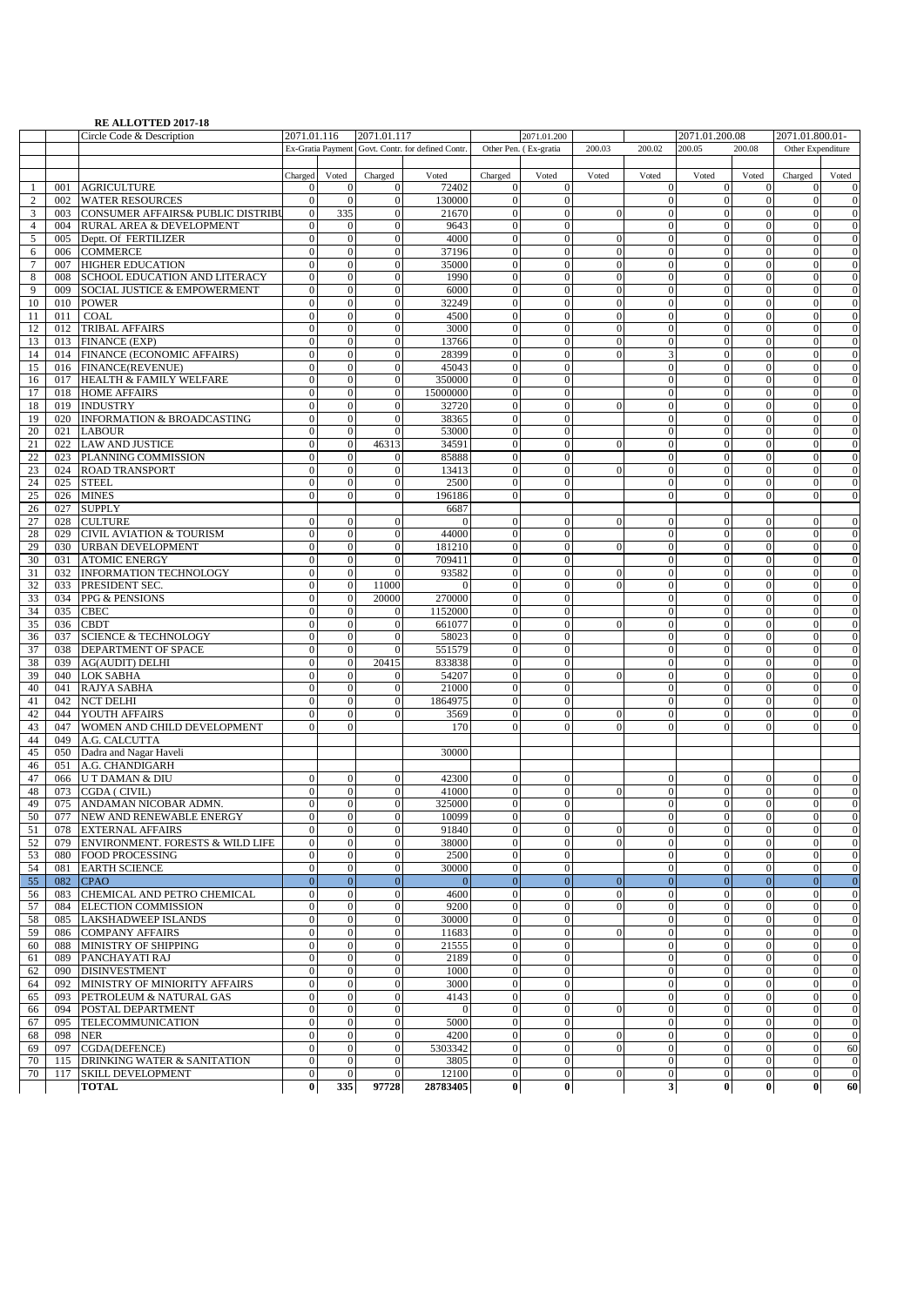**RE ALLOTTED 2017-18**

| | | Circle Code & Description | 2071.01.116 | | 2071.01.117 | | | 2071.01.200 | | | 2071.01.200.08 | | 2071.01.800.01- | |
|---|---|---|---|---|---|---|---|---|---|---|---|---|---|---|
| | | | Ex-Gratia Payment | | Govt. Contr. for defined Contr. | | Other Pen. ( Ex-gratia | | 200.03 | 200.02 | 200.05 | 200.08 | Other Expenditure | |
| | | | Charged | Voted | Charged | Voted | Charged | Voted | Voted | Voted | Voted | Voted | Charged | Voted |
| 1 | 001 | AGRICULTURE | 0 | 0 | 0 | 72402 | 0 | 0 | | 0 | 0 | 0 | 0 | 0 |
| 2 | 002 | WATER RESOURCES | 0 | 0 | 0 | 130000 | 0 | 0 | | 0 | 0 | 0 | 0 | 0 |
| 3 | 003 | CONSUMER AFFAIRS& PUBLIC DISTRIBU | 0 | 335 | 0 | 21670 | 0 | 0 | 0 | 0 | 0 | 0 | 0 | 0 |
| 4 | 004 | RURAL AREA & DEVELOPMENT | 0 | 0 | 0 | 9643 | 0 | 0 | | 0 | 0 | 0 | 0 | 0 |
| 5 | 005 | Deptt. Of FERTILIZER | 0 | 0 | 0 | 4000 | 0 | 0 | 0 | 0 | 0 | 0 | 0 | 0 |
| 6 | 006 | COMMERCE | 0 | 0 | 0 | 37196 | 0 | 0 | 0 | 0 | 0 | 0 | 0 | 0 |
| 7 | 007 | HIGHER EDUCATION | 0 | 0 | 0 | 35000 | 0 | 0 | 0 | 0 | 0 | 0 | 0 | 0 |
| 8 | 008 | SCHOOL EDUCATION AND LITERACY | 0 | 0 | 0 | 1990 | 0 | 0 | 0 | 0 | 0 | 0 | 0 | 0 |
| 9 | 009 | SOCIAL JUSTICE & EMPOWERMENT | 0 | 0 | 0 | 6000 | 0 | 0 | 0 | 0 | 0 | 0 | 0 | 0 |
| 10 | 010 | POWER | 0 | 0 | 0 | 32249 | 0 | 0 | 0 | 0 | 0 | 0 | 0 | 0 |
| 11 | 011 | COAL | 0 | 0 | 0 | 4500 | 0 | 0 | 0 | 0 | 0 | 0 | 0 | 0 |
| 12 | 012 | TRIBAL AFFAIRS | 0 | 0 | 0 | 3000 | 0 | 0 | 0 | 0 | 0 | 0 | 0 | 0 |
| 13 | 013 | FINANCE (EXP) | 0 | 0 | 0 | 13766 | 0 | 0 | 0 | 0 | 0 | 0 | 0 | 0 |
| 14 | 014 | FINANCE (ECONOMIC AFFAIRS) | 0 | 0 | 0 | 28399 | 0 | 0 | 0 | 3 | 0 | 0 | 0 | 0 |
| 15 | 016 | FINANCE(REVENUE) | 0 | 0 | 0 | 45043 | 0 | 0 | | 0 | 0 | 0 | 0 | 0 |
| 16 | 017 | HEALTH & FAMILY WELFARE | 0 | 0 | 0 | 350000 | 0 | 0 | | 0 | 0 | 0 | 0 | 0 |
| 17 | 018 | HOME AFFAIRS | 0 | 0 | 0 | 15000000 | 0 | 0 | | 0 | 0 | 0 | 0 | 0 |
| 18 | 019 | INDUSTRY | 0 | 0 | 0 | 32720 | 0 | 0 | 0 | 0 | 0 | 0 | 0 | 0 |
| 19 | 020 | INFORMATION & BROADCASTING | 0 | 0 | 0 | 38365 | 0 | 0 | | 0 | 0 | 0 | 0 | 0 |
| 20 | 021 | LABOUR | 0 | 0 | 0 | 53000 | 0 | 0 | | 0 | 0 | 0 | 0 | 0 |
| 21 | 022 | LAW AND JUSTICE | 0 | 0 | 46313 | 34591 | 0 | 0 | 0 | 0 | 0 | 0 | 0 | 0 |
| 22 | 023 | PLANNING COMMISSION | 0 | 0 | 0 | 85888 | 0 | 0 | | 0 | 0 | 0 | 0 | 0 |
| 23 | 024 | ROAD TRANSPORT | 0 | 0 | 0 | 13413 | 0 | 0 | 0 | 0 | 0 | 0 | 0 | 0 |
| 24 | 025 | STEEL | 0 | 0 | 0 | 2500 | 0 | 0 | | 0 | 0 | 0 | 0 | 0 |
| 25 | 026 | MINES | 0 | 0 | 0 | 196186 | 0 | 0 | | 0 | 0 | 0 | 0 | 0 |
| 26 | 027 | SUPPLY | | | | 6687 | | | | | | | | |
| 27 | 028 | CULTURE | 0 | 0 | 0 | 0 | 0 | 0 | 0 | 0 | 0 | 0 | 0 | 0 |
| 28 | 029 | CIVIL AVIATION & TOURISM | 0 | 0 | 0 | 44000 | 0 | 0 | | 0 | 0 | 0 | 0 | 0 |
| 29 | 030 | URBAN DEVELOPMENT | 0 | 0 | 0 | 181210 | 0 | 0 | 0 | 0 | 0 | 0 | 0 | 0 |
| 30 | 031 | ATOMIC ENERGY | 0 | 0 | 0 | 709411 | 0 | 0 | | 0 | 0 | 0 | 0 | 0 |
| 31 | 032 | INFORMATION TECHNOLOGY | 0 | 0 | 0 | 93582 | 0 | 0 | 0 | 0 | 0 | 0 | 0 | 0 |
| 32 | 033 | PRESIDENT SEC. | 0 | 0 | 11000 | 0 | 0 | 0 | 0 | 0 | 0 | 0 | 0 | 0 |
| 33 | 034 | PPG & PENSIONS | 0 | 0 | 20000 | 270000 | 0 | 0 | | 0 | 0 | 0 | 0 | 0 |
| 34 | 035 | CBEC | 0 | 0 | 0 | 1152000 | 0 | 0 | | 0 | 0 | 0 | 0 | 0 |
| 35 | 036 | CBDT | 0 | 0 | 0 | 661077 | 0 | 0 | 0 | 0 | 0 | 0 | 0 | 0 |
| 36 | 037 | SCIENCE & TECHNOLOGY | 0 | 0 | 0 | 58023 | 0 | 0 | | 0 | 0 | 0 | 0 | 0 |
| 37 | 038 | DEPARTMENT OF SPACE | 0 | 0 | 0 | 551579 | 0 | 0 | | 0 | 0 | 0 | 0 | 0 |
| 38 | 039 | AG(AUDIT) DELHI | 0 | 0 | 20415 | 833838 | 0 | 0 | | 0 | 0 | 0 | 0 | 0 |
| 39 | 040 | LOK SABHA | 0 | 0 | 0 | 54207 | 0 | 0 | 0 | 0 | 0 | 0 | 0 | 0 |
| 40 | 041 | RAJYA SABHA | 0 | 0 | 0 | 21000 | 0 | 0 | | 0 | 0 | 0 | 0 | 0 |
| 41 | 042 | NCT DELHI | 0 | 0 | 0 | 1864975 | 0 | 0 | | 0 | 0 | 0 | 0 | 0 |
| 42 | 044 | YOUTH AFFAIRS | 0 | 0 | 0 | 3569 | 0 | 0 | 0 | 0 | 0 | 0 | 0 | 0 |
| 43 | 047 | WOMEN AND CHILD DEVELOPMENT | 0 | 0 | | 170 | 0 | 0 | 0 | 0 | 0 | 0 | 0 | 0 |
| 44 | 049 | A.G. CALCUTTA | | | | | | | | | | | | |
| 45 | 050 | Dadra and Nagar Haveli | | | | 30000 | | | | | | | | |
| 46 | 051 | A.G. CHANDIGARH | | | | | | | | | | | | |
| 47 | 066 | U T DAMAN & DIU | 0 | 0 | 0 | 42300 | 0 | 0 | | 0 | 0 | 0 | 0 | 0 |
| 48 | 073 | CGDA ( CIVIL) | 0 | 0 | 0 | 41000 | 0 | 0 | 0 | 0 | 0 | 0 | 0 | 0 |
| 49 | 075 | ANDAMAN NICOBAR ADMN. | 0 | 0 | 0 | 325000 | 0 | 0 | | 0 | 0 | 0 | 0 | 0 |
| 50 | 077 | NEW AND RENEWABLE ENERGY | 0 | 0 | 0 | 10099 | 0 | 0 | | 0 | 0 | 0 | 0 | 0 |
| 51 | 078 | EXTERNAL AFFAIRS | 0 | 0 | 0 | 91840 | 0 | 0 | 0 | 0 | 0 | 0 | 0 | 0 |
| 52 | 079 | ENVIRONMENT. FORESTS & WILD LIFE | 0 | 0 | 0 | 38000 | 0 | 0 | 0 | 0 | 0 | 0 | 0 | 0 |
| 53 | 080 | FOOD PROCESSING | 0 | 0 | 0 | 2500 | 0 | 0 | | 0 | 0 | 0 | 0 | 0 |
| 54 | 081 | EARTH SCIENCE | 0 | 0 | 0 | 30000 | 0 | 0 | | 0 | 0 | 0 | 0 | 0 |
| 55 | 082 | CPAO | 0 | 0 | 0 | 0 | 0 | 0 | 0 | 0 | 0 | 0 | 0 | 0 |
| 56 | 083 | CHEMICAL AND PETRO CHEMICAL | 0 | 0 | 0 | 4600 | 0 | 0 | 0 | 0 | 0 | 0 | 0 | 0 |
| 57 | 084 | ELECTION COMMISSION | 0 | 0 | 0 | 9200 | 0 | 0 | 0 | 0 | 0 | 0 | 0 | 0 |
| 58 | 085 | LAKSHADWEEP ISLANDS | 0 | 0 | 0 | 30000 | 0 | 0 | | 0 | 0 | 0 | 0 | 0 |
| 59 | 086 | COMPANY AFFAIRS | 0 | 0 | 0 | 11683 | 0 | 0 | 0 | 0 | 0 | 0 | 0 | 0 |
| 60 | 088 | MINISTRY OF SHIPPING | 0 | 0 | 0 | 21555 | 0 | 0 | | 0 | 0 | 0 | 0 | 0 |
| 61 | 089 | PANCHAYATI RAJ | 0 | 0 | 0 | 2189 | 0 | 0 | | 0 | 0 | 0 | 0 | 0 |
| 62 | 090 | DISINVESTMENT | 0 | 0 | 0 | 1000 | 0 | 0 | | 0 | 0 | 0 | 0 | 0 |
| 64 | 092 | MINISTRY OF MINIORITY AFFAIRS | 0 | 0 | 0 | 3000 | 0 | 0 | | 0 | 0 | 0 | 0 | 0 |
| 65 | 093 | PETROLEUM & NATURAL GAS | 0 | 0 | 0 | 4143 | 0 | 0 | | 0 | 0 | 0 | 0 | 0 |
| 66 | 094 | POSTAL DEPARTMENT | 0 | 0 | 0 | 0 | 0 | 0 | 0 | 0 | 0 | 0 | 0 | 0 |
| 67 | 095 | TELECOMMUNICATION | 0 | 0 | 0 | 5000 | 0 | 0 | | 0 | 0 | 0 | 0 | 0 |
| 68 | 098 | NER | 0 | 0 | 0 | 4200 | 0 | 0 | 0 | 0 | 0 | 0 | 0 | 0 |
| 69 | 097 | CGDA(DEFENCE) | 0 | 0 | 0 | 5303342 | 0 | 0 | 0 | 0 | 0 | 0 | 0 | 60 |
| 70 | 115 | DRINKING WATER & SANITATION | 0 | 0 | 0 | 3805 | 0 | 0 | | 0 | 0 | 0 | 0 | 0 |
| 70 | 117 | SKILL DEVELOPMENT | 0 | 0 | 0 | 12100 | 0 | 0 | 0 | 0 | 0 | 0 | 0 | 0 |
| | | **TOTAL** | **0** | **335** | **97728** | **28783405** | **0** | **0** | | **3** | **0** | **0** | **0** | **60** |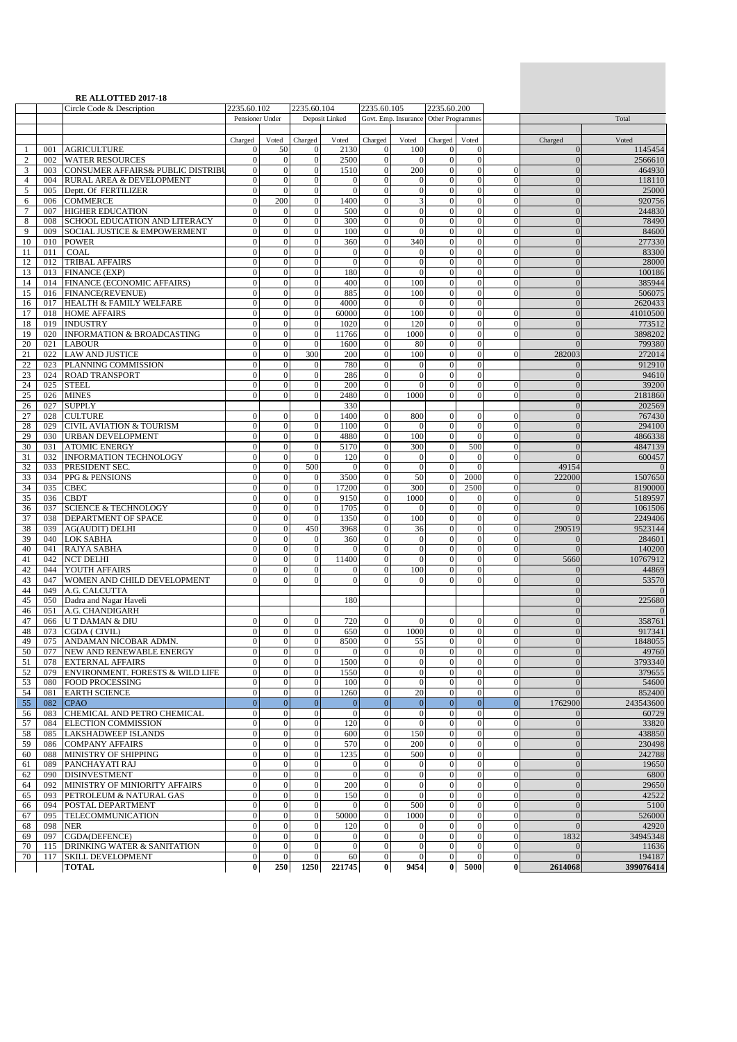**RE ALLOTTED 2017-18**

| | | Circle Code & Description | 2235.60.102 | | 2235.60.104 | | 2235.60.105 | | 2235.60.200 | | | | |
|---|---|---|---|---|---|---|---|---|---|---|---|---|---|
| | | | Pensioner Under | | Deposit Linked | | Govt. Emp. Insurance | | Other Programmes | | | Total | |
| | | | Charged | Voted | Charged | Voted | Charged | Voted | Charged | Voted | | Charged | Voted |
| 1 | 001 | AGRICULTURE | 0 | 50 | 0 | 2130 | 0 | 100 | 0 | 0 | | 0 | 1145454 |
| 2 | 002 | WATER RESOURCES | 0 | 0 | 0 | 2500 | 0 | 0 | 0 | 0 | | 0 | 2566610 |
| 3 | 003 | CONSUMER AFFAIRS& PUBLIC DISTRIBU | 0 | 0 | 0 | 1510 | 0 | 200 | 0 | 0 | 0 | 0 | 464930 |
| 4 | 004 | RURAL AREA & DEVELOPMENT | 0 | 0 | 0 | 0 | 0 | 0 | 0 | 0 | 0 | 0 | 118110 |
| 5 | 005 | Deptt. Of FERTILIZER | 0 | 0 | 0 | 0 | 0 | 0 | 0 | 0 | 0 | 0 | 25000 |
| 6 | 006 | COMMERCE | 0 | 200 | 0 | 1400 | 0 | 3 | 0 | 0 | 0 | 0 | 920756 |
| 7 | 007 | HIGHER EDUCATION | 0 | 0 | 0 | 500 | 0 | 0 | 0 | 0 | 0 | 0 | 244830 |
| 8 | 008 | SCHOOL EDUCATION AND LITERACY | 0 | 0 | 0 | 300 | 0 | 0 | 0 | 0 | 0 | 0 | 78490 |
| 9 | 009 | SOCIAL JUSTICE & EMPOWERMENT | 0 | 0 | 0 | 100 | 0 | 0 | 0 | 0 | 0 | 0 | 84600 |
| 10 | 010 | POWER | 0 | 0 | 0 | 360 | 0 | 340 | 0 | 0 | 0 | 0 | 277330 |
| 11 | 011 | COAL | 0 | 0 | 0 | 0 | 0 | 0 | 0 | 0 | 0 | 0 | 83300 |
| 12 | 012 | TRIBAL AFFAIRS | 0 | 0 | 0 | 0 | 0 | 0 | 0 | 0 | 0 | 0 | 28000 |
| 13 | 013 | FINANCE (EXP) | 0 | 0 | 0 | 180 | 0 | 0 | 0 | 0 | 0 | 0 | 100186 |
| 14 | 014 | FINANCE (ECONOMIC AFFAIRS) | 0 | 0 | 0 | 400 | 0 | 100 | 0 | 0 | 0 | 0 | 385944 |
| 15 | 016 | FINANCE(REVENUE) | 0 | 0 | 0 | 885 | 0 | 100 | 0 | 0 | 0 | 0 | 506075 |
| 16 | 017 | HEALTH & FAMILY WELFARE | 0 | 0 | 0 | 4000 | 0 | 0 | 0 | 0 | | 0 | 2620433 |
| 17 | 018 | HOME AFFAIRS | 0 | 0 | 0 | 60000 | 0 | 100 | 0 | 0 | 0 | 0 | 41010500 |
| 18 | 019 | INDUSTRY | 0 | 0 | 0 | 1020 | 0 | 120 | 0 | 0 | 0 | 0 | 773512 |
| 19 | 020 | INFORMATION & BROADCASTING | 0 | 0 | 0 | 11766 | 0 | 1000 | 0 | 0 | 0 | 0 | 3898202 |
| 20 | 021 | LABOUR | 0 | 0 | 0 | 1600 | 0 | 80 | 0 | 0 | | 0 | 799380 |
| 21 | 022 | LAW AND JUSTICE | 0 | 0 | 300 | 200 | 0 | 100 | 0 | 0 | 0 | 282003 | 272014 |
| 22 | 023 | PLANNING COMMISSION | 0 | 0 | 0 | 780 | 0 | 0 | 0 | 0 | | 0 | 912910 |
| 23 | 024 | ROAD TRANSPORT | 0 | 0 | 0 | 286 | 0 | 0 | 0 | 0 | | 0 | 94610 |
| 24 | 025 | STEEL | 0 | 0 | 0 | 200 | 0 | 0 | 0 | 0 | 0 | 0 | 39200 |
| 25 | 026 | MINES | 0 | 0 | 0 | 2480 | 0 | 1000 | 0 | 0 | 0 | 0 | 2181860 |
| 26 | 027 | SUPPLY | | | | 330 | | | | | | 0 | 202569 |
| 27 | 028 | CULTURE | 0 | 0 | 0 | 1400 | 0 | 800 | 0 | 0 | 0 | 0 | 767430 |
| 28 | 029 | CIVIL AVIATION & TOURISM | 0 | 0 | 0 | 1100 | 0 | 0 | 0 | 0 | 0 | 0 | 294100 |
| 29 | 030 | URBAN DEVELOPMENT | 0 | 0 | 0 | 4880 | 0 | 100 | 0 | 0 | 0 | 0 | 4866338 |
| 30 | 031 | ATOMIC ENERGY | 0 | 0 | 0 | 5170 | 0 | 300 | 0 | 500 | 0 | 0 | 4847139 |
| 31 | 032 | INFORMATION TECHNOLOGY | 0 | 0 | 0 | 120 | 0 | 0 | 0 | 0 | 0 | 0 | 600457 |
| 32 | 033 | PRESIDENT SEC. | 0 | 0 | 500 | 0 | 0 | 0 | 0 | 0 | | 49154 | 0 |
| 33 | 034 | PPG & PENSIONS | 0 | 0 | 0 | 3500 | 0 | 50 | 0 | 2000 | 0 | 222000 | 1507650 |
| 34 | 035 | CBEC | 0 | 0 | 0 | 17200 | 0 | 300 | 0 | 2500 | 0 | 0 | 8190000 |
| 35 | 036 | CBDT | 0 | 0 | 0 | 9150 | 0 | 1000 | 0 | 0 | 0 | 0 | 5189597 |
| 36 | 037 | SCIENCE & TECHNOLOGY | 0 | 0 | 0 | 1705 | 0 | 0 | 0 | 0 | 0 | 0 | 1061506 |
| 37 | 038 | DEPARTMENT OF SPACE | 0 | 0 | 0 | 1350 | 0 | 100 | 0 | 0 | 0 | 0 | 2249406 |
| 38 | 039 | AG(AUDIT) DELHI | 0 | 0 | 450 | 3968 | 0 | 36 | 0 | 0 | 0 | 290519 | 9523144 |
| 39 | 040 | LOK SABHA | 0 | 0 | 0 | 360 | 0 | 0 | 0 | 0 | 0 | 0 | 284601 |
| 40 | 041 | RAJYA SABHA | 0 | 0 | 0 | 0 | 0 | 0 | 0 | 0 | 0 | 0 | 140200 |
| 41 | 042 | NCT DELHI | 0 | 0 | 0 | 11400 | 0 | 0 | 0 | 0 | 0 | 5660 | 10767912 |
| 42 | 044 | YOUTH AFFAIRS | 0 | 0 | 0 | 0 | 0 | 100 | 0 | 0 | | 0 | 44869 |
| 43 | 047 | WOMEN AND CHILD DEVELOPMENT | 0 | 0 | 0 | 0 | 0 | 0 | 0 | 0 | 0 | 0 | 53570 |
| 44 | 049 | A.G. CALCUTTA | | | | | | | | | | 0 | 0 |
| 45 | 050 | Dadra and Nagar Haveli | | | | 180 | | | | | | 0 | 225680 |
| 46 | 051 | A.G. CHANDIGARH | | | | | | | | | | 0 | 0 |
| 47 | 066 | U T DAMAN & DIU | 0 | 0 | 0 | 720 | 0 | 0 | 0 | 0 | 0 | 0 | 358761 |
| 48 | 073 | CGDA ( CIVIL) | 0 | 0 | 0 | 650 | 0 | 1000 | 0 | 0 | 0 | 0 | 917341 |
| 49 | 075 | ANDAMAN NICOBAR ADMN. | 0 | 0 | 0 | 8500 | 0 | 55 | 0 | 0 | 0 | 0 | 1848055 |
| 50 | 077 | NEW AND RENEWABLE ENERGY | 0 | 0 | 0 | 0 | 0 | 0 | 0 | 0 | 0 | 0 | 49760 |
| 51 | 078 | EXTERNAL AFFAIRS | 0 | 0 | 0 | 1500 | 0 | 0 | 0 | 0 | 0 | 0 | 3793340 |
| 52 | 079 | ENVIRONMENT. FORESTS & WILD LIFE | 0 | 0 | 0 | 1550 | 0 | 0 | 0 | 0 | 0 | 0 | 379655 |
| 53 | 080 | FOOD PROCESSING | 0 | 0 | 0 | 100 | 0 | 0 | 0 | 0 | 0 | 0 | 54600 |
| 54 | 081 | EARTH SCIENCE | 0 | 0 | 0 | 1260 | 0 | 20 | 0 | 0 | 0 | 0 | 852400 |
| 55 | 082 | CPAO | 0 | 0 | 0 | 0 | 0 | 0 | 0 | 0 | 0 | 1762900 | 243543600 |
| 56 | 083 | CHEMICAL AND PETRO CHEMICAL | 0 | 0 | 0 | 0 | 0 | 0 | 0 | 0 | 0 | 0 | 60729 |
| 57 | 084 | ELECTION COMMISSION | 0 | 0 | 0 | 120 | 0 | 0 | 0 | 0 | 0 | 0 | 33820 |
| 58 | 085 | LAKSHADWEEP ISLANDS | 0 | 0 | 0 | 600 | 0 | 150 | 0 | 0 | 0 | 0 | 438850 |
| 59 | 086 | COMPANY AFFAIRS | 0 | 0 | 0 | 570 | 0 | 200 | 0 | 0 | 0 | 0 | 230498 |
| 60 | 088 | MINISTRY OF SHIPPING | 0 | 0 | 0 | 1235 | 0 | 500 | 0 | 0 | | 0 | 242788 |
| 61 | 089 | PANCHAYATI RAJ | 0 | 0 | 0 | 0 | 0 | 0 | 0 | 0 | 0 | 0 | 19650 |
| 62 | 090 | DISINVESTMENT | 0 | 0 | 0 | 0 | 0 | 0 | 0 | 0 | 0 | 0 | 6800 |
| 64 | 092 | MINISTRY OF MINIORITY AFFAIRS | 0 | 0 | 0 | 200 | 0 | 0 | 0 | 0 | 0 | 0 | 29650 |
| 65 | 093 | PETROLEUM & NATURAL GAS | 0 | 0 | 0 | 150 | 0 | 0 | 0 | 0 | 0 | 0 | 42522 |
| 66 | 094 | POSTAL DEPARTMENT | 0 | 0 | 0 | 0 | 0 | 500 | 0 | 0 | 0 | 0 | 5100 |
| 67 | 095 | TELECOMMUNICATION | 0 | 0 | 0 | 50000 | 0 | 1000 | 0 | 0 | 0 | 0 | 526000 |
| 68 | 098 | NER | 0 | 0 | 0 | 120 | 0 | 0 | 0 | 0 | 0 | 0 | 42920 |
| 69 | 097 | CGDA(DEFENCE) | 0 | 0 | 0 | 0 | 0 | 0 | 0 | 0 | 0 | 1832 | 34945348 |
| 70 | 115 | DRINKING WATER & SANITATION | 0 | 0 | 0 | 0 | 0 | 0 | 0 | 0 | 0 | 0 | 11636 |
| 70 | 117 | SKILL DEVELOPMENT | 0 | 0 | 0 | 60 | 0 | 0 | 0 | 0 | 0 | 0 | 194187 |
| | | **TOTAL** | **0** | **250** | **1250** | **221745** | **0** | **9454** | **0** | **5000** | **0** | **2614068** | **399076414** |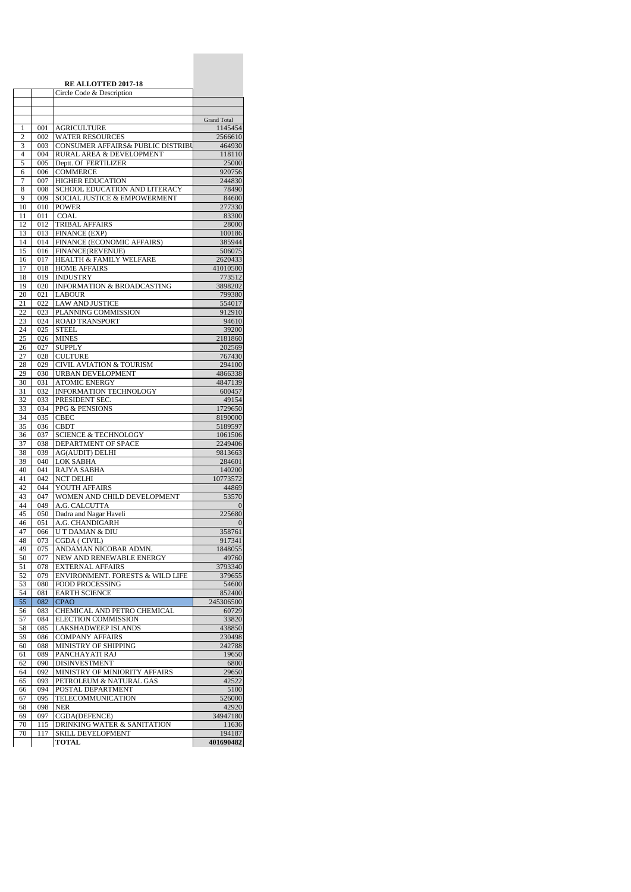**RE ALLOTTED 2017-18**

| | | Circle Code & Description | Grand Total |
|---|---|---|---|
| 1 | 001 | AGRICULTURE | 1145454 |
| 2 | 002 | WATER RESOURCES | 2566610 |
| 3 | 003 | CONSUMER AFFAIRS& PUBLIC DISTRIBU | 464930 |
| 4 | 004 | RURAL AREA & DEVELOPMENT | 118110 |
| 5 | 005 | Deptt. Of FERTILIZER | 25000 |
| 6 | 006 | COMMERCE | 920756 |
| 7 | 007 | HIGHER EDUCATION | 244830 |
| 8 | 008 | SCHOOL EDUCATION AND LITERACY | 78490 |
| 9 | 009 | SOCIAL JUSTICE & EMPOWERMENT | 84600 |
| 10 | 010 | POWER | 277330 |
| 11 | 011 | COAL | 83300 |
| 12 | 012 | TRIBAL AFFAIRS | 28000 |
| 13 | 013 | FINANCE (EXP) | 100186 |
| 14 | 014 | FINANCE (ECONOMIC AFFAIRS) | 385944 |
| 15 | 016 | FINANCE(REVENUE) | 506075 |
| 16 | 017 | HEALTH & FAMILY WELFARE | 2620433 |
| 17 | 018 | HOME AFFAIRS | 41010500 |
| 18 | 019 | INDUSTRY | 773512 |
| 19 | 020 | INFORMATION & BROADCASTING | 3898202 |
| 20 | 021 | LABOUR | 799380 |
| 21 | 022 | LAW AND JUSTICE | 554017 |
| 22 | 023 | PLANNING COMMISSION | 912910 |
| 23 | 024 | ROAD TRANSPORT | 94610 |
| 24 | 025 | STEEL | 39200 |
| 25 | 026 | MINES | 2181860 |
| 26 | 027 | SUPPLY | 202569 |
| 27 | 028 | CULTURE | 767430 |
| 28 | 029 | CIVIL AVIATION & TOURISM | 294100 |
| 29 | 030 | URBAN DEVELOPMENT | 4866338 |
| 30 | 031 | ATOMIC ENERGY | 4847139 |
| 31 | 032 | INFORMATION TECHNOLOGY | 600457 |
| 32 | 033 | PRESIDENT SEC. | 49154 |
| 33 | 034 | PPG & PENSIONS | 1729650 |
| 34 | 035 | CBEC | 8190000 |
| 35 | 036 | CBDT | 5189597 |
| 36 | 037 | SCIENCE & TECHNOLOGY | 1061506 |
| 37 | 038 | DEPARTMENT OF SPACE | 2249406 |
| 38 | 039 | AG(AUDIT) DELHI | 9813663 |
| 39 | 040 | LOK SABHA | 284601 |
| 40 | 041 | RAJYA SABHA | 140200 |
| 41 | 042 | NCT DELHI | 10773572 |
| 42 | 044 | YOUTH AFFAIRS | 44869 |
| 43 | 047 | WOMEN AND CHILD DEVELOPMENT | 53570 |
| 44 | 049 | A.G. CALCUTTA | 0 |
| 45 | 050 | Dadra and Nagar Haveli | 225680 |
| 46 | 051 | A.G. CHANDIGARH | 0 |
| 47 | 066 | U T DAMAN & DIU | 358761 |
| 48 | 073 | CGDA ( CIVIL) | 917341 |
| 49 | 075 | ANDAMAN NICOBAR ADMN. | 1848055 |
| 50 | 077 | NEW AND RENEWABLE ENERGY | 49760 |
| 51 | 078 | EXTERNAL AFFAIRS | 3793340 |
| 52 | 079 | ENVIRONMENT. FORESTS & WILD LIFE | 379655 |
| 53 | 080 | FOOD PROCESSING | 54600 |
| 54 | 081 | EARTH SCIENCE | 852400 |
| 55 | 082 | CPAO | 245306500 |
| 56 | 083 | CHEMICAL AND PETRO CHEMICAL | 60729 |
| 57 | 084 | ELECTION COMMISSION | 33820 |
| 58 | 085 | LAKSHADWEEP ISLANDS | 438850 |
| 59 | 086 | COMPANY AFFAIRS | 230498 |
| 60 | 088 | MINISTRY OF SHIPPING | 242788 |
| 61 | 089 | PANCHAYATI RAJ | 19650 |
| 62 | 090 | DISINVESTMENT | 6800 |
| 64 | 092 | MINISTRY OF MINIORITY AFFAIRS | 29650 |
| 65 | 093 | PETROLEUM & NATURAL GAS | 42522 |
| 66 | 094 | POSTAL DEPARTMENT | 5100 |
| 67 | 095 | TELECOMMUNICATION | 526000 |
| 68 | 098 | NER | 42920 |
| 69 | 097 | CGDA(DEFENCE) | 34947180 |
| 70 | 115 | DRINKING WATER & SANITATION | 11636 |
| 70 | 117 | SKILL DEVELOPMENT | 194187 |
| | | **TOTAL** | **401690482** |